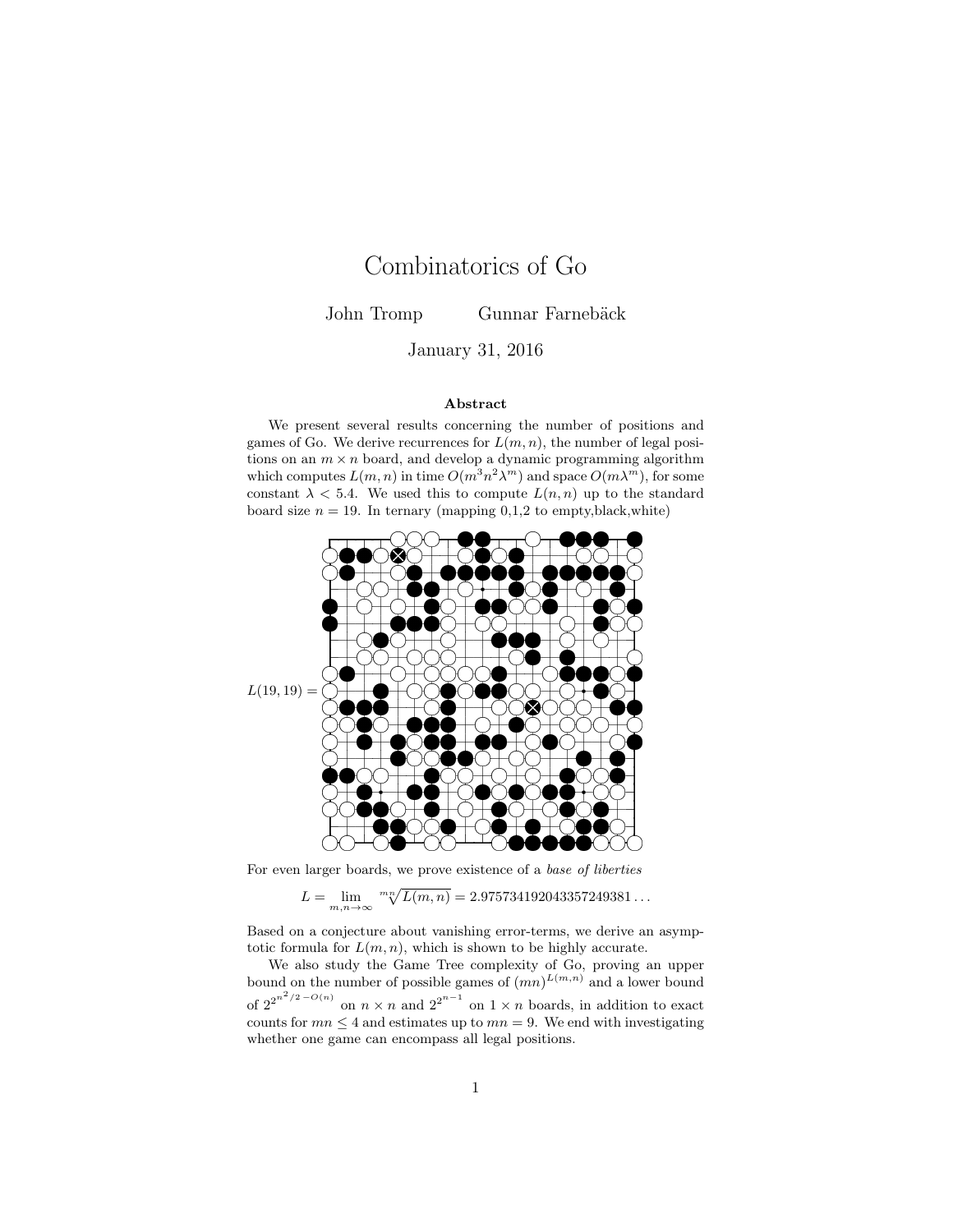# Combinatorics of Go

John Tromp Gunnar Farnebäck

January 31, 2016

**Abstract**

We present several results concerning the number of positions and games of Go. We derive recurrences for $L(m, n)$, the number of legal positions on an $m \times n$ board, and develop a dynamic programming algorithm which computes $L(m, n)$ in time $O(m^3 n^2 \lambda^m)$ and space $O(m\lambda^m)$, for some constant $\lambda < 5.4$. We used this to compute $L(n, n)$ up to the standard board size $n = 19$. In ternary (mapping 0,1,2 to empty,black,white)

$L(19, 19) =$

For even larger boards, we prove existence of a *base of liberties*

$$L = \lim_{m,n\to\infty} \sqrt[mn]{L(m,n)} = 2.975734192043357249381\ldots$$

Based on a conjecture about vanishing error-terms, we derive an asymptotic formula for $L(m, n)$, which is shown to be highly accurate.

We also study the Game Tree complexity of Go, proving an upper bound on the number of possible games of $(mn)^{L(m,n)}$ and a lower bound of $2^{2^{n^2/2-O(n)}}$ on $n \times n$ and $2^{2^{n-1}}$ on $1 \times n$ boards, in addition to exact counts for $mn \le 4$ and estimates up to $mn = 9$. We end with investigating whether one game can encompass all legal positions.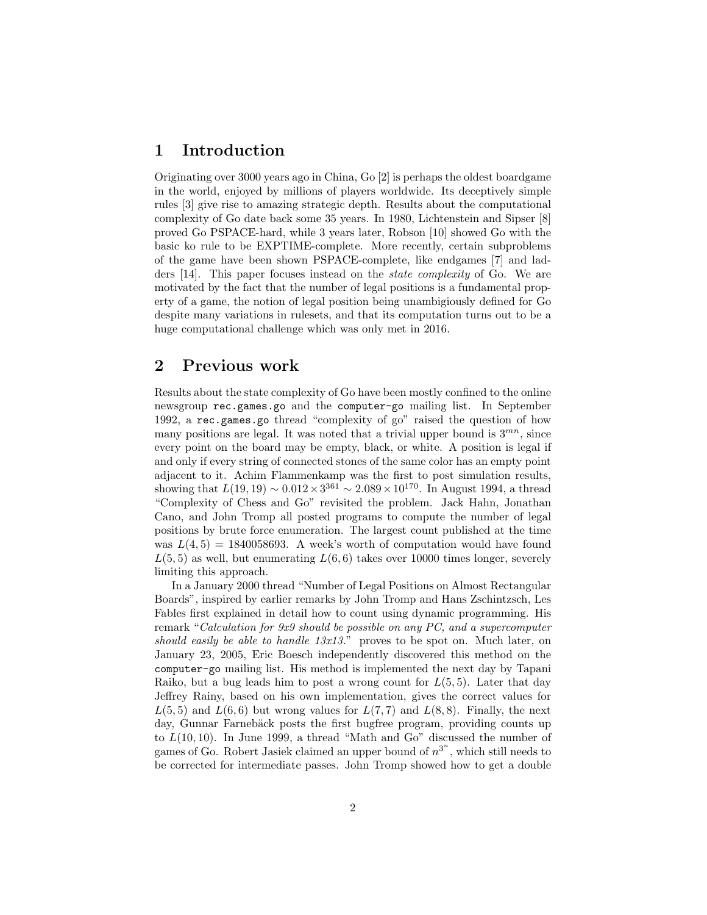## 1 Introduction

Originating over 3000 years ago in China, Go [2] is perhaps the oldest boardgame in the world, enjoyed by millions of players worldwide. Its deceptively simple rules [3] give rise to amazing strategic depth. Results about the computational complexity of Go date back some 35 years. In 1980, Lichtenstein and Sipser [8] proved Go PSPACE-hard, while 3 years later, Robson [10] showed Go with the basic ko rule to be EXPTIME-complete. More recently, certain subproblems of the game have been shown PSPACE-complete, like endgames [7] and ladders [14]. This paper focuses instead on the *state complexity* of Go. We are motivated by the fact that the number of legal positions is a fundamental property of a game, the notion of legal position being unambigiously defined for Go despite many variations in rulesets, and that its computation turns out to be a huge computational challenge which was only met in 2016.

## 2 Previous work

Results about the state complexity of Go have been mostly confined to the online newsgroup `rec.games.go` and the `computer-go` mailing list. In September 1992, a `rec.games.go` thread "complexity of go" raised the question of how many positions are legal. It was noted that a trivial upper bound is $3^{mn}$, since every point on the board may be empty, black, or white. A position is legal if and only if every string of connected stones of the same color has an empty point adjacent to it. Achim Flammenkamp was the first to post simulation results, showing that $L(19,19) \sim 0.012 \times 3^{361} \sim 2.089 \times 10^{170}$. In August 1994, a thread "Complexity of Chess and Go" revisited the problem. Jack Hahn, Jonathan Cano, and John Tromp all posted programs to compute the number of legal positions by brute force enumeration. The largest count published at the time was $L(4,5) = 1840058693$. A week's worth of computation would have found $L(5,5)$ as well, but enumerating $L(6,6)$ takes over 10000 times longer, severely limiting this approach.

In a January 2000 thread "Number of Legal Positions on Almost Rectangular Boards", inspired by earlier remarks by John Tromp and Hans Zschintzsch, Les Fables first explained in detail how to count using dynamic programming. His remark "*Calculation for 9x9 should be possible on any PC, and a supercomputer should easily be able to handle 13x13.*" proves to be spot on. Much later, on January 23, 2005, Eric Boesch independently discovered this method on the `computer-go` mailing list. His method is implemented the next day by Tapani Raiko, but a bug leads him to post a wrong count for $L(5,5)$. Later that day Jeffrey Rainy, based on his own implementation, gives the correct values for $L(5,5)$ and $L(6,6)$ but wrong values for $L(7,7)$ and $L(8,8)$. Finally, the next day, Gunnar Farnebäck posts the first bugfree program, providing counts up to $L(10,10)$. In June 1999, a thread "Math and Go" discussed the number of games of Go. Robert Jasiek claimed an upper bound of $n^{3^n}$, which still needs to be corrected for intermediate passes. John Tromp showed how to get a double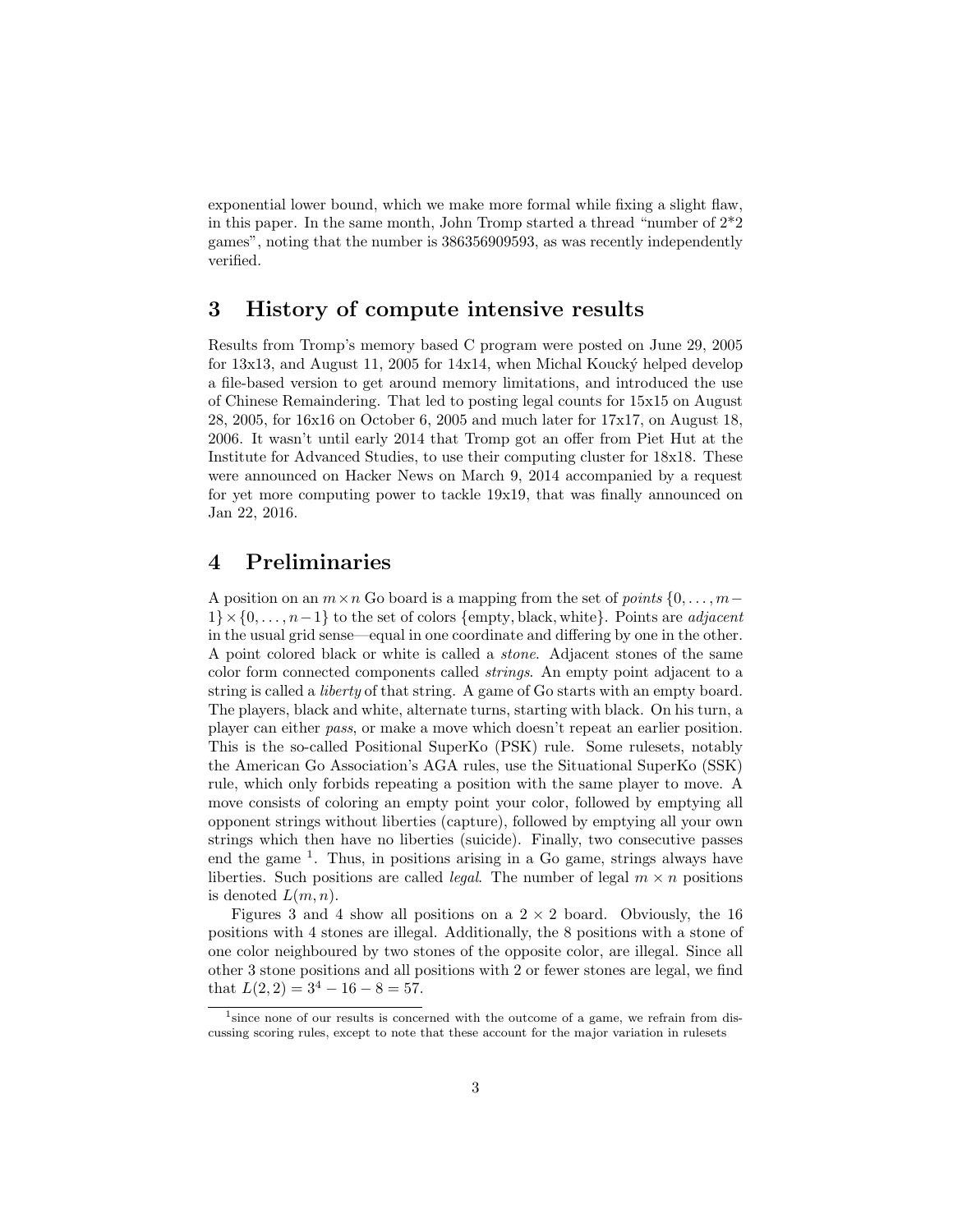exponential lower bound, which we make more formal while fixing a slight flaw, in this paper. In the same month, John Tromp started a thread "number of 2*2 games", noting that the number is 386356909593, as was recently independently verified.

## 3 History of compute intensive results

Results from Tromp's memory based C program were posted on June 29, 2005 for 13x13, and August 11, 2005 for 14x14, when Michal Koucký helped develop a file-based version to get around memory limitations, and introduced the use of Chinese Remaindering. That led to posting legal counts for 15x15 on August 28, 2005, for 16x16 on October 6, 2005 and much later for 17x17, on August 18, 2006. It wasn't until early 2014 that Tromp got an offer from Piet Hut at the Institute for Advanced Studies, to use their computing cluster for 18x18. These were announced on Hacker News on March 9, 2014 accompanied by a request for yet more computing power to tackle 19x19, that was finally announced on Jan 22, 2016.

## 4 Preliminaries

A position on an $m \times n$ Go board is a mapping from the set of *points* $\{0, \ldots, m-1\} \times \{0, \ldots, n-1\}$ to the set of colors $\{\text{empty}, \text{black}, \text{white}\}$. Points are *adjacent* in the usual grid sense—equal in one coordinate and differing by one in the other. A point colored black or white is called a *stone*. Adjacent stones of the same color form connected components called *strings*. An empty point adjacent to a string is called a *liberty* of that string. A game of Go starts with an empty board. The players, black and white, alternate turns, starting with black. On his turn, a player can either *pass*, or make a move which doesn't repeat an earlier position. This is the so-called Positional SuperKo (PSK) rule. Some rulesets, notably the American Go Association's AGA rules, use the Situational SuperKo (SSK) rule, which only forbids repeating a position with the same player to move. A move consists of coloring an empty point your color, followed by emptying all opponent strings without liberties (capture), followed by emptying all your own strings which then have no liberties (suicide). Finally, two consecutive passes end the game [1]. Thus, in positions arising in a Go game, strings always have liberties. Such positions are called *legal*. The number of legal $m \times n$ positions is denoted $L(m, n)$.

Figures 3 and 4 show all positions on a $2 \times 2$ board. Obviously, the 16 positions with 4 stones are illegal. Additionally, the 8 positions with a stone of one color neighboured by two stones of the opposite color, are illegal. Since all other 3 stone positions and all positions with 2 or fewer stones are legal, we find that $L(2, 2) = 3^4 - 16 - 8 = 57$.

[1] since none of our results is concerned with the outcome of a game, we refrain from discussing scoring rules, except to note that these account for the major variation in rulesets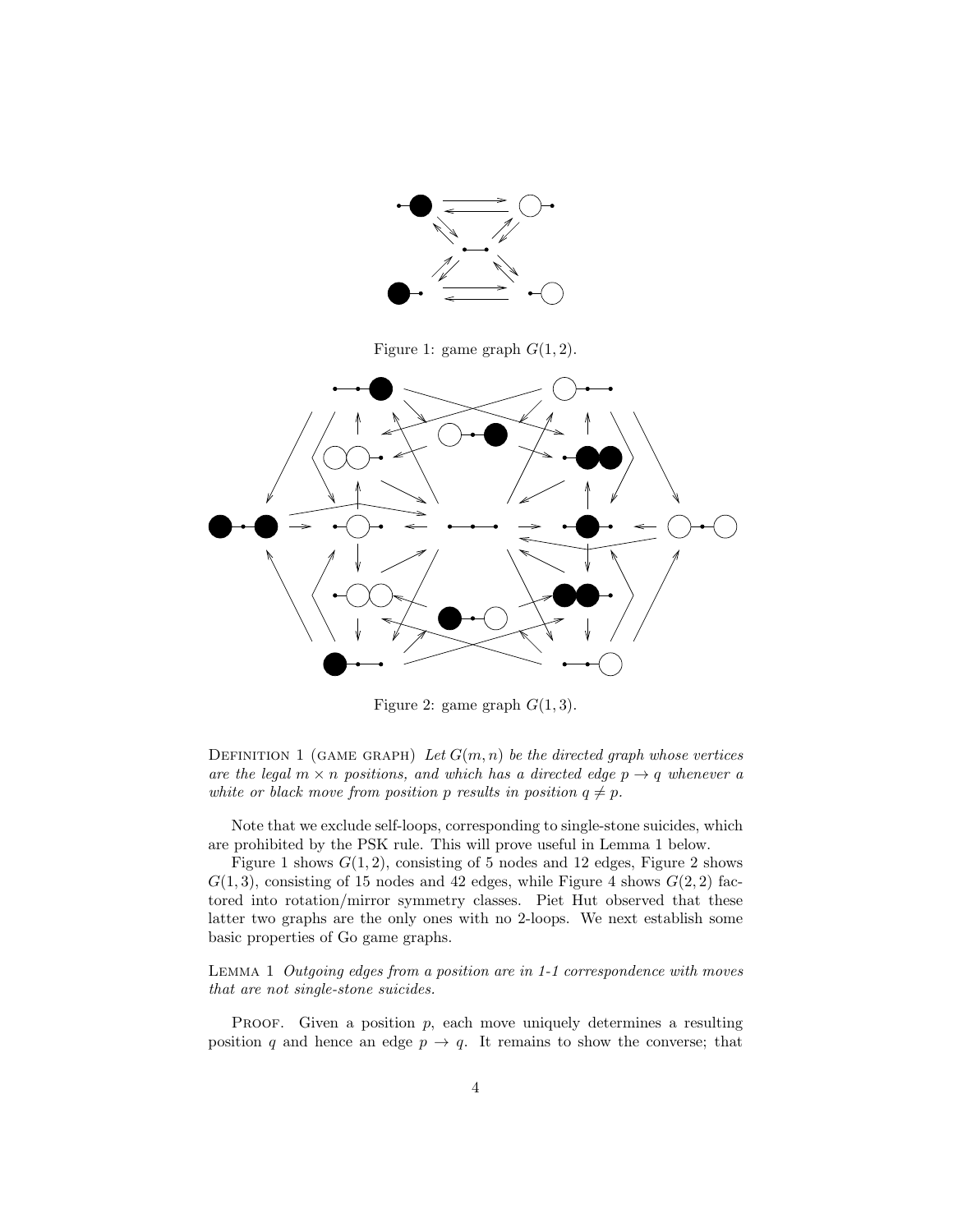Figure 1: game graph $G(1,2)$.

Figure 2: game graph $G(1,3)$.

Definition 1 (game graph) *Let $G(m,n)$ be the directed graph whose vertices are the legal $m \times n$ positions, and which has a directed edge $p \to q$ whenever a white or black move from position $p$ results in position $q \neq p$.*

Note that we exclude self-loops, corresponding to single-stone suicides, which are prohibited by the PSK rule. This will prove useful in Lemma 1 below.

Figure 1 shows $G(1,2)$, consisting of 5 nodes and 12 edges, Figure 2 shows $G(1,3)$, consisting of 15 nodes and 42 edges, while Figure 4 shows $G(2,2)$ factored into rotation/mirror symmetry classes. Piet Hut observed that these latter two graphs are the only ones with no 2-loops. We next establish some basic properties of Go game graphs.

Lemma 1 *Outgoing edges from a position are in 1-1 correspondence with moves that are not single-stone suicides.*

Proof. Given a position $p$, each move uniquely determines a resulting position $q$ and hence an edge $p \to q$. It remains to show the converse; that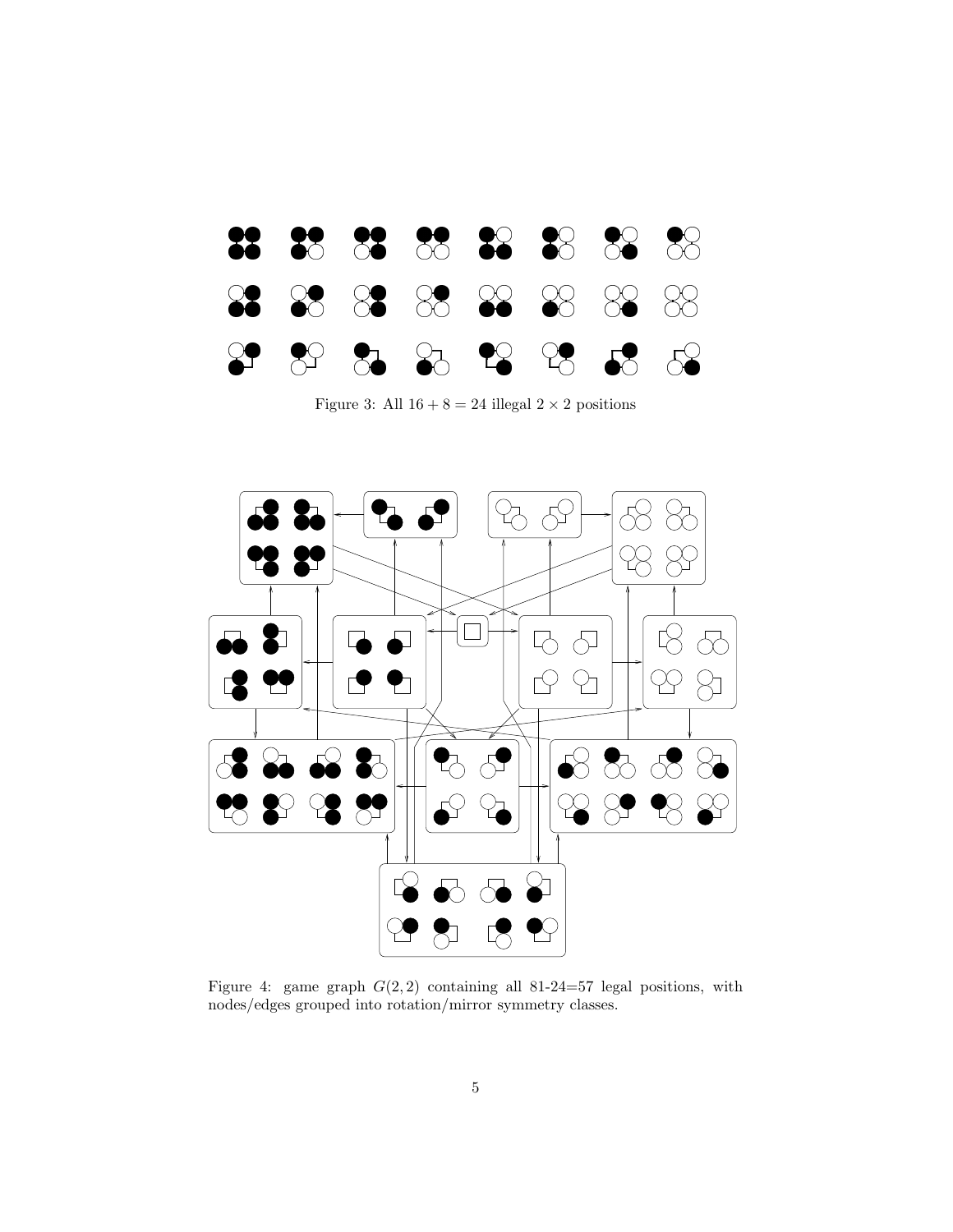Figure 3: All $16 + 8 = 24$ illegal $2 \times 2$ positions

Figure 4: game graph $G(2, 2)$ containing all 81-24=57 legal positions, with nodes/edges grouped into rotation/mirror symmetry classes.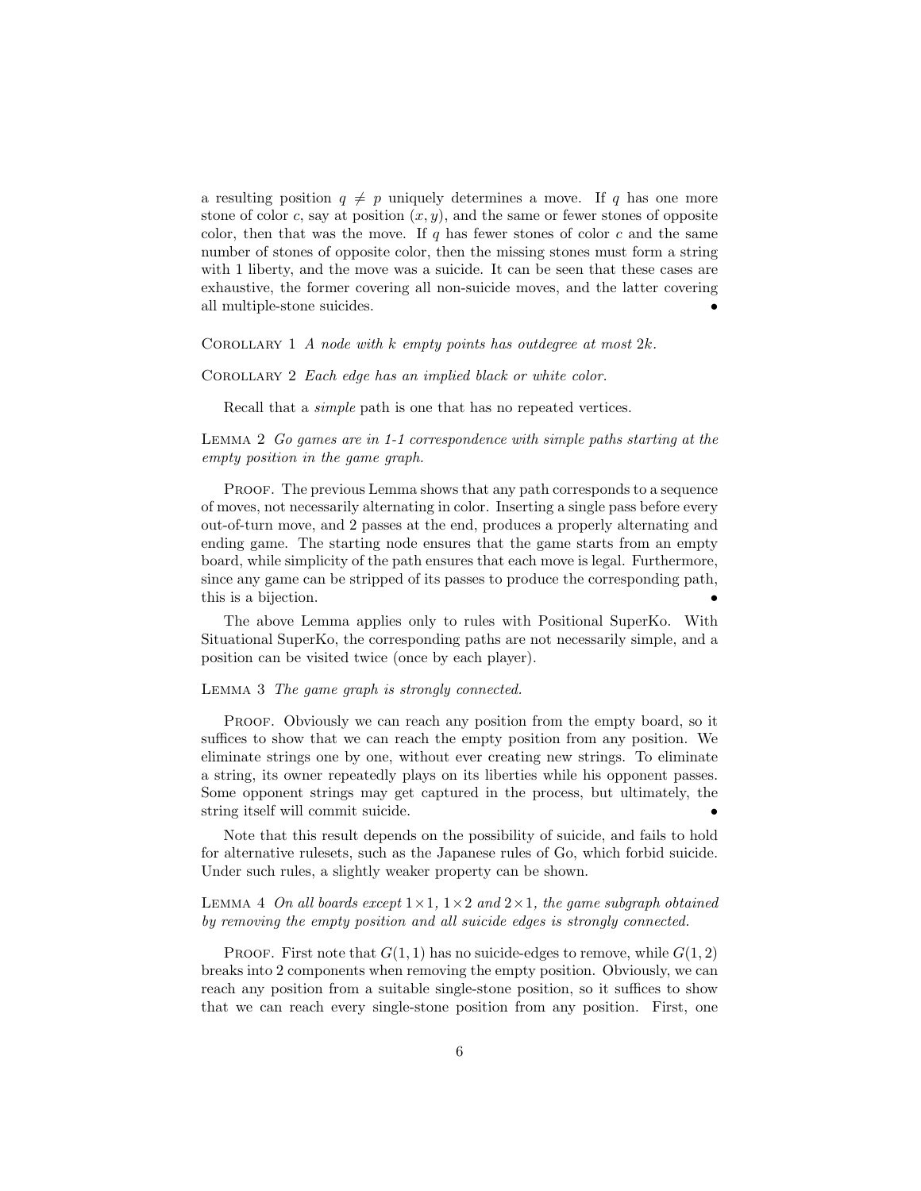a resulting position $q \neq p$ uniquely determines a move. If $q$ has one more stone of color $c$, say at position $(x, y)$, and the same or fewer stones of opposite color, then that was the move. If $q$ has fewer stones of color $c$ and the same number of stones of opposite color, then the missing stones must form a string with 1 liberty, and the move was a suicide. It can be seen that these cases are exhaustive, the former covering all non-suicide moves, and the latter covering all multiple-stone suicides. •

COROLLARY 1 *A node with $k$ empty points has outdegree at most $2k$.*

COROLLARY 2 *Each edge has an implied black or white color.*

Recall that a *simple* path is one that has no repeated vertices.

LEMMA 2 *Go games are in 1-1 correspondence with simple paths starting at the empty position in the game graph.*

PROOF. The previous Lemma shows that any path corresponds to a sequence of moves, not necessarily alternating in color. Inserting a single pass before every out-of-turn move, and 2 passes at the end, produces a properly alternating and ending game. The starting node ensures that the game starts from an empty board, while simplicity of the path ensures that each move is legal. Furthermore, since any game can be stripped of its passes to produce the corresponding path, this is a bijection. •

The above Lemma applies only to rules with Positional SuperKo. With Situational SuperKo, the corresponding paths are not necessarily simple, and a position can be visited twice (once by each player).

LEMMA 3 *The game graph is strongly connected.*

PROOF. Obviously we can reach any position from the empty board, so it suffices to show that we can reach the empty position from any position. We eliminate strings one by one, without ever creating new strings. To eliminate a string, its owner repeatedly plays on its liberties while his opponent passes. Some opponent strings may get captured in the process, but ultimately, the string itself will commit suicide. •

Note that this result depends on the possibility of suicide, and fails to hold for alternative rulesets, such as the Japanese rules of Go, which forbid suicide. Under such rules, a slightly weaker property can be shown.

LEMMA 4 *On all boards except $1\times1$, $1\times2$ and $2\times1$, the game subgraph obtained by removing the empty position and all suicide edges is strongly connected.*

PROOF. First note that $G(1,1)$ has no suicide-edges to remove, while $G(1,2)$ breaks into 2 components when removing the empty position. Obviously, we can reach any position from a suitable single-stone position, so it suffices to show that we can reach every single-stone position from any position. First, one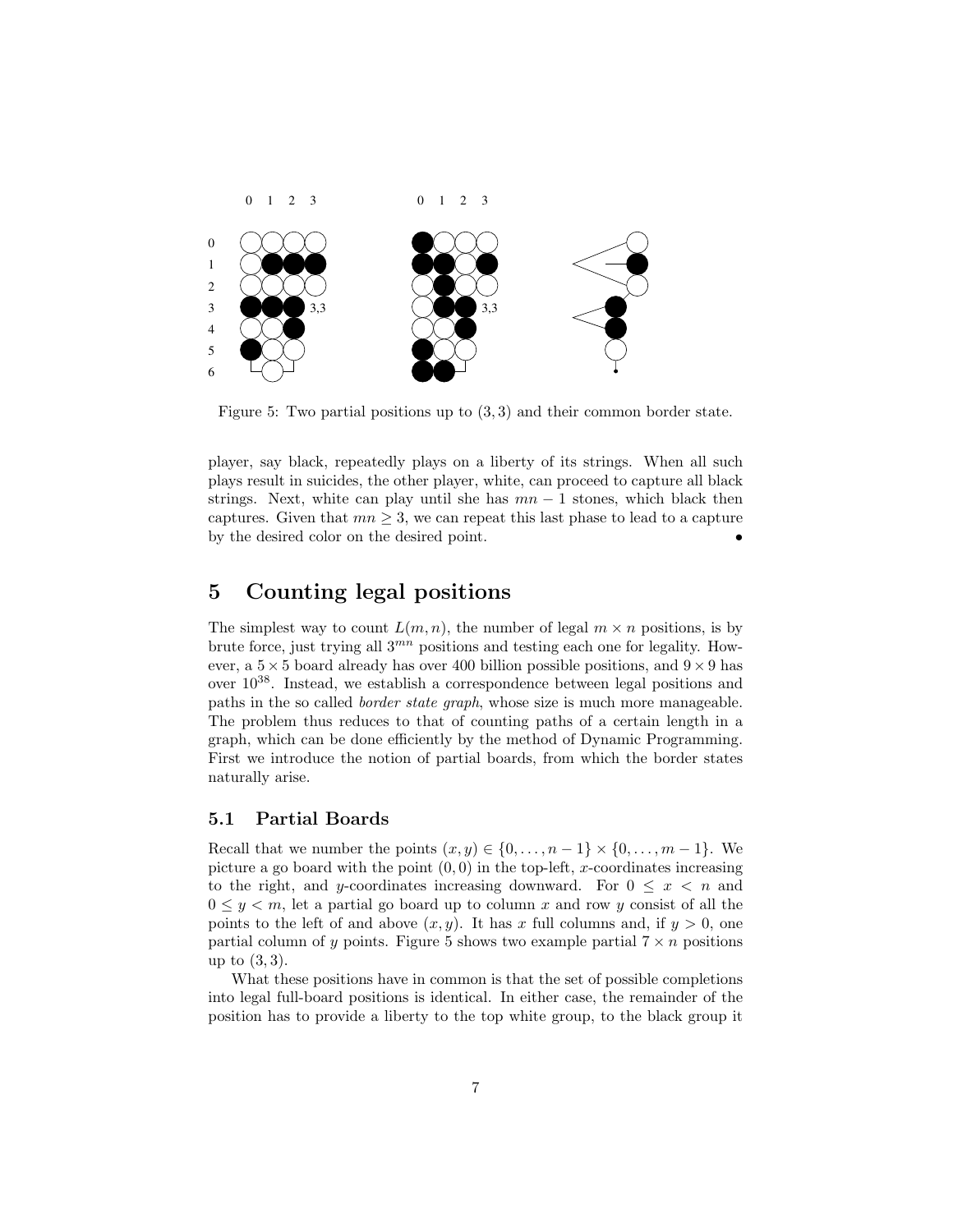Figure 5: Two partial positions up to $(3, 3)$ and their common border state.

player, say black, repeatedly plays on a liberty of its strings. When all such plays result in suicides, the other player, white, can proceed to capture all black strings. Next, white can play until she has $mn - 1$ stones, which black then captures. Given that $mn \geq 3$, we can repeat this last phase to lead to a capture by the desired color on the desired point. •

# 5 Counting legal positions

The simplest way to count $L(m, n)$, the number of legal $m \times n$ positions, is by brute force, just trying all $3^{mn}$ positions and testing each one for legality. However, a $5 \times 5$ board already has over 400 billion possible positions, and $9 \times 9$ has over $10^{38}$. Instead, we establish a correspondence between legal positions and paths in the so called *border state graph*, whose size is much more manageable. The problem thus reduces to that of counting paths of a certain length in a graph, which can be done efficiently by the method of Dynamic Programming. First we introduce the notion of partial boards, from which the border states naturally arise.

## 5.1 Partial Boards

Recall that we number the points $(x, y) \in \{0, \ldots, n-1\} \times \{0, \ldots, m-1\}$. We picture a go board with the point $(0, 0)$ in the top-left, $x$-coordinates increasing to the right, and $y$-coordinates increasing downward. For $0 \leq x < n$ and $0 \leq y < m$, let a partial go board up to column $x$ and row $y$ consist of all the points to the left of and above $(x, y)$. It has $x$ full columns and, if $y > 0$, one partial column of $y$ points. Figure 5 shows two example partial $7 \times n$ positions up to $(3, 3)$.

What these positions have in common is that the set of possible completions into legal full-board positions is identical. In either case, the remainder of the position has to provide a liberty to the top white group, to the black group it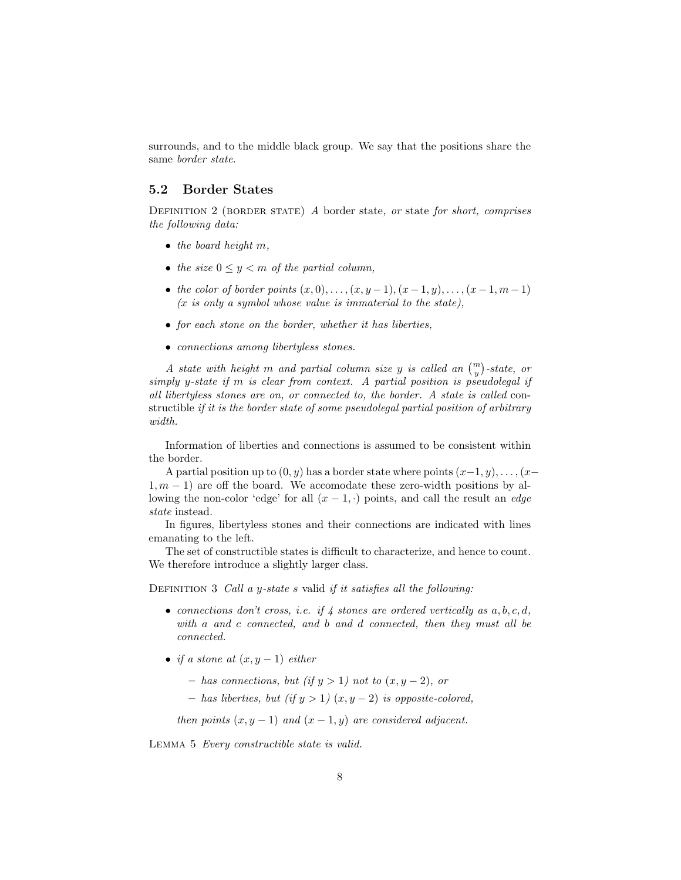surrounds, and to the middle black group. We say that the positions share the same *border state*.

## 5.2 Border States

Definition 2 (border state) *A* border state*, or* state *for short, comprises the following data:*

- *the board height $m$,*
- *the size $0 \leq y < m$ of the partial column,*
- *the color of border points $(x, 0), \ldots, (x, y-1), (x-1, y), \ldots, (x-1, m-1)$ ($x$ is only a symbol whose value is immaterial to the state),*
- *for each stone on the border, whether it has liberties,*
- *connections among libertyless stones.*

*A state with height $m$ and partial column size $y$ is called an $\binom{m}{y}$-state, or simply $y$-state if $m$ is clear from context. A partial position is pseudolegal if all libertyless stones are on, or connected to, the border. A state is called* constructible *if it is the border state of some pseudolegal partial position of arbitrary width.*

Information of liberties and connections is assumed to be consistent within the border.

A partial position up to $(0, y)$ has a border state where points $(x-1, y), \ldots, (x-1, m-1)$ are off the board. We accomodate these zero-width positions by allowing the non-color 'edge' for all $(x-1, \cdot)$ points, and call the result an *edge state* instead.

In figures, libertyless stones and their connections are indicated with lines emanating to the left.

The set of constructible states is difficult to characterize, and hence to count. We therefore introduce a slightly larger class.

Definition 3 *Call a $y$-state $s$* valid *if it satisfies all the following:*

- *connections don't cross, i.e. if 4 stones are ordered vertically as $a, b, c, d$, with $a$ and $c$ connected, and $b$ and $d$ connected, then they must all be connected.*
- *if a stone at $(x, y-1)$ either*
  - *has connections, but (if $y > 1$) not to $(x, y-2)$, or*
  - *has liberties, but (if $y > 1$) $(x, y-2)$ is opposite-colored,*

  *then points $(x, y-1)$ and $(x-1, y)$ are considered adjacent.*

Lemma 5 *Every constructible state is valid.*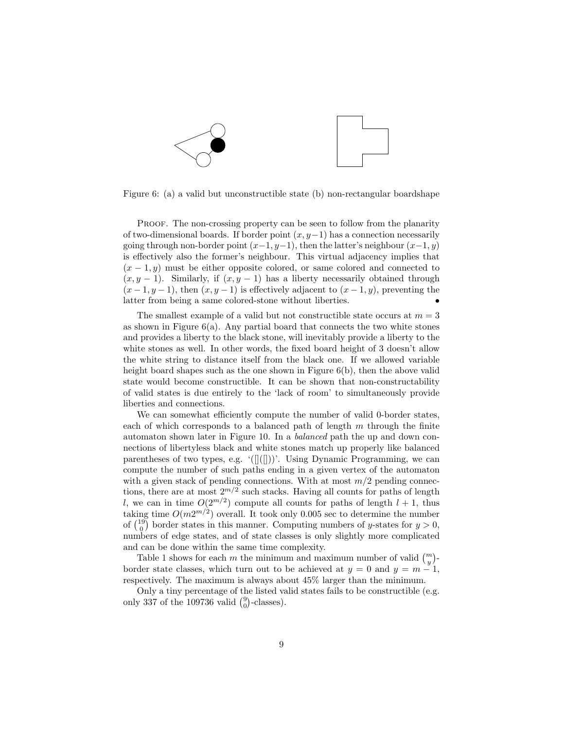Figure 6: (a) a valid but unconstructible state (b) non-rectangular boardshape

PROOF. The non-crossing property can be seen to follow from the planarity of two-dimensional boards. If border point $(x, y-1)$ has a connection necessarily going through non-border point $(x-1, y-1)$, then the latter's neighbour $(x-1, y)$ is effectively also the former's neighbour. This virtual adjacency implies that $(x-1, y)$ must be either opposite colored, or same colored and connected to $(x, y-1)$. Similarly, if $(x, y-1)$ has a liberty necessarily obtained through $(x-1, y-1)$, then $(x, y-1)$ is effectively adjacent to $(x-1, y)$, preventing the latter from being a same colored-stone without liberties. •

The smallest example of a valid but not constructible state occurs at $m = 3$ as shown in Figure 6(a). Any partial board that connects the two white stones and provides a liberty to the black stone, will inevitably provide a liberty to the white stones as well. In other words, the fixed board height of 3 doesn't allow the white string to distance itself from the black one. If we allowed variable height board shapes such as the one shown in Figure 6(b), then the above valid state would become constructible. It can be shown that non-constructability of valid states is due entirely to the 'lack of room' to simultaneously provide liberties and connections.

We can somewhat efficiently compute the number of valid 0-border states, each of which corresponds to a balanced path of length $m$ through the finite automaton shown later in Figure 10. In a *balanced* path the up and down connections of libertyless black and white stones match up properly like balanced parentheses of two types, e.g. '([]([]))'. Using Dynamic Programming, we can compute the number of such paths ending in a given vertex of the automaton with a given stack of pending connections. With at most $m/2$ pending connections, there are at most $2^{m/2}$ such stacks. Having all counts for paths of length $l$, we can in time $O(2^{m/2})$ compute all counts for paths of length $l+1$, thus taking time $O(m2^{m/2})$ overall. It took only 0.005 sec to determine the number of $\binom{19}{0}$ border states in this manner. Computing numbers of $y$-states for $y > 0$, numbers of edge states, and of state classes is only slightly more complicated and can be done within the same time complexity.

Table 1 shows for each $m$ the minimum and maximum number of valid $\binom{m}{y}$-border state classes, which turn out to be achieved at $y = 0$ and $y = m-1$, respectively. The maximum is always about 45% larger than the minimum.

Only a tiny percentage of the listed valid states fails to be constructible (e.g. only 337 of the 109736 valid $\binom{9}{0}$-classes).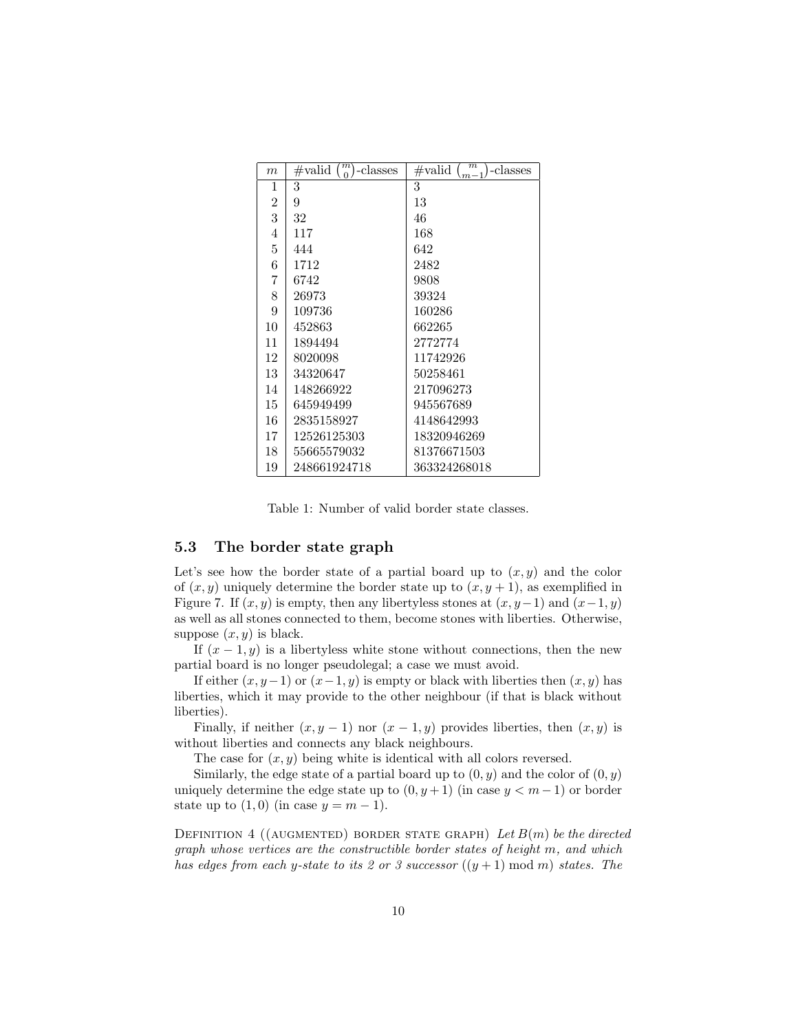| $m$ | #valid $\binom{m}{0}$-classes | #valid $\binom{m}{m-1}$-classes |
|---|---|---|
| 1 | 3 | 3 |
| 2 | 9 | 13 |
| 3 | 32 | 46 |
| 4 | 117 | 168 |
| 5 | 444 | 642 |
| 6 | 1712 | 2482 |
| 7 | 6742 | 9808 |
| 8 | 26973 | 39324 |
| 9 | 109736 | 160286 |
| 10 | 452863 | 662265 |
| 11 | 1894494 | 2772774 |
| 12 | 8020098 | 11742926 |
| 13 | 34320647 | 50258461 |
| 14 | 148266922 | 217096273 |
| 15 | 645949499 | 945567689 |
| 16 | 2835158927 | 4148642993 |
| 17 | 12526125303 | 18320946269 |
| 18 | 55665579032 | 81376671503 |
| 19 | 248661924718 | 363324268018 |

Table 1: Number of valid border state classes.

### 5.3 The border state graph

Let's see how the border state of a partial board up to $(x, y)$ and the color of $(x, y)$ uniquely determine the border state up to $(x, y+1)$, as exemplified in Figure 7. If $(x, y)$ is empty, then any libertyless stones at $(x, y-1)$ and $(x-1, y)$ as well as all stones connected to them, become stones with liberties. Otherwise, suppose $(x, y)$ is black.

If $(x-1, y)$ is a libertyless white stone without connections, then the new partial board is no longer pseudolegal; a case we must avoid.

If either $(x, y-1)$ or $(x-1, y)$ is empty or black with liberties then $(x, y)$ has liberties, which it may provide to the other neighbour (if that is black without liberties).

Finally, if neither $(x, y-1)$ nor $(x-1, y)$ provides liberties, then $(x, y)$ is without liberties and connects any black neighbours.

The case for $(x, y)$ being white is identical with all colors reversed.

Similarly, the edge state of a partial board up to $(0, y)$ and the color of $(0, y)$ uniquely determine the edge state up to $(0, y+1)$ (in case $y < m-1$) or border state up to $(1, 0)$ (in case $y = m-1$).

Definition 4 ((augmented) border state graph) *Let $B(m)$ be the directed graph whose vertices are the constructible border states of height $m$, and which has edges from each $y$-state to its 2 or 3 successor $((y+1) \bmod m)$ states. The*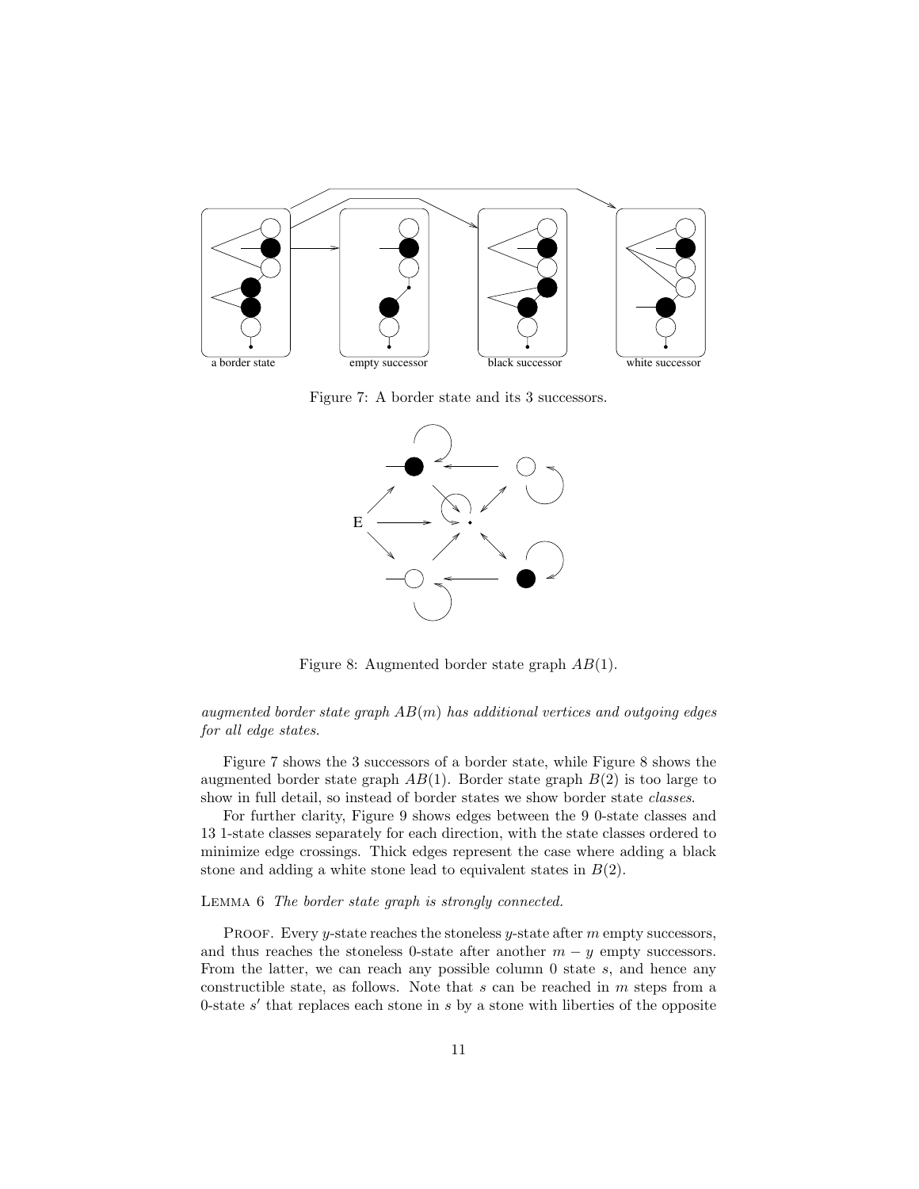a border state | empty successor | black successor | white successor

Figure 7: A border state and its 3 successors.

E

Figure 8: Augmented border state graph $AB(1)$.

*augmented border state graph $AB(m)$ has additional vertices and outgoing edges for all edge states.*

Figure 7 shows the 3 successors of a border state, while Figure 8 shows the augmented border state graph $AB(1)$. Border state graph $B(2)$ is too large to show in full detail, so instead of border states we show border state *classes*.

For further clarity, Figure 9 shows edges between the 9 0-state classes and 13 1-state classes separately for each direction, with the state classes ordered to minimize edge crossings. Thick edges represent the case where adding a black stone and adding a white stone lead to equivalent states in $B(2)$.

LEMMA 6 *The border state graph is strongly connected.*

PROOF. Every $y$-state reaches the stoneless $y$-state after $m$ empty successors, and thus reaches the stoneless 0-state after another $m - y$ empty successors. From the latter, we can reach any possible column 0 state $s$, and hence any constructible state, as follows. Note that $s$ can be reached in $m$ steps from a 0-state $s'$ that replaces each stone in $s$ by a stone with liberties of the opposite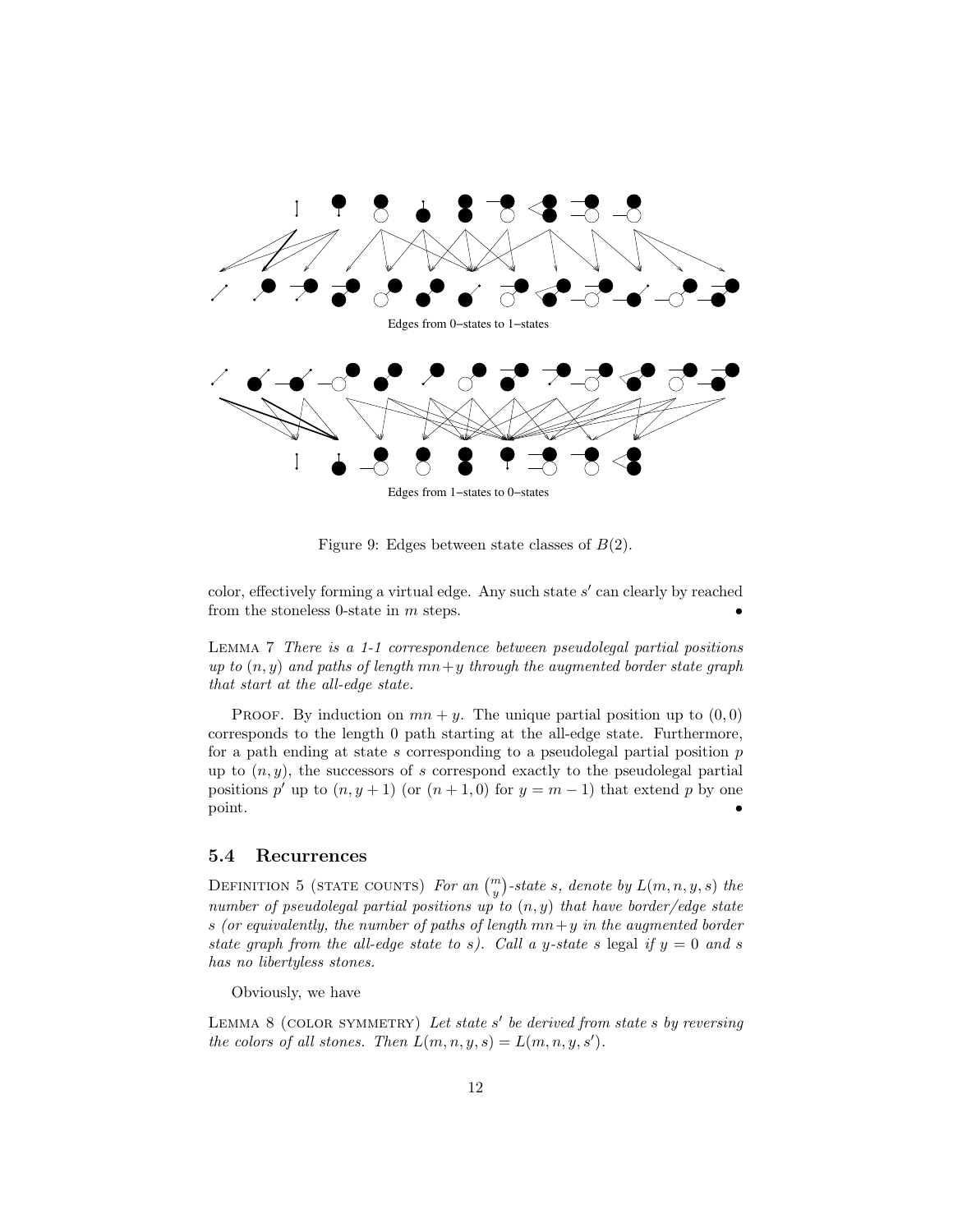Edges from 0−states to 1−states

Edges from 1−states to 0−states

Figure 9: Edges between state classes of $B(2)$.

color, effectively forming a virtual edge. Any such state $s'$ can clearly by reached from the stoneless 0-state in $m$ steps. •

LEMMA 7 *There is a 1-1 correspondence between pseudolegal partial positions up to $(n, y)$ and paths of length $mn+y$ through the augmented border state graph that start at the all-edge state.*

PROOF. By induction on $mn + y$. The unique partial position up to $(0, 0)$ corresponds to the length 0 path starting at the all-edge state. Furthermore, for a path ending at state $s$ corresponding to a pseudolegal partial position $p$ up to $(n, y)$, the successors of $s$ correspond exactly to the pseudolegal partial positions $p'$ up to $(n, y + 1)$ (or $(n + 1, 0)$ for $y = m - 1$) that extend $p$ by one point. •

### 5.4 Recurrences

DEFINITION 5 (STATE COUNTS) *For an $\binom{m}{y}$-state $s$, denote by $L(m, n, y, s)$ the number of pseudolegal partial positions up to $(n, y)$ that have border/edge state $s$ (or equivalently, the number of paths of length $mn+y$ in the augmented border state graph from the all-edge state to $s$). Call a $y$-state $s$* legal *if $y = 0$ and $s$ has no libertyless stones.*

Obviously, we have

LEMMA 8 (COLOR SYMMETRY) *Let state $s'$ be derived from state $s$ by reversing the colors of all stones. Then $L(m, n, y, s) = L(m, n, y, s')$.*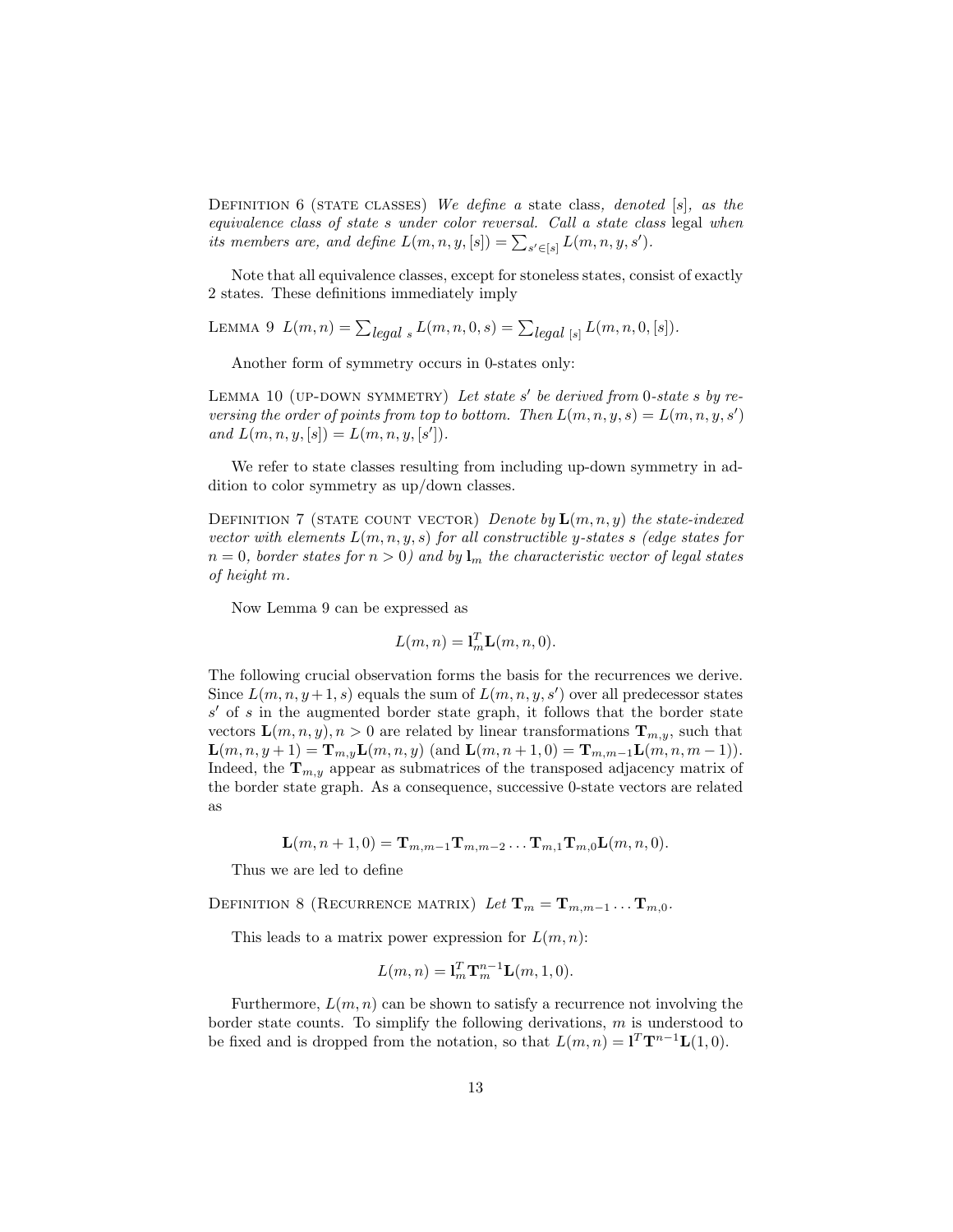Definition 6 (state classes) *We define a* state class*, denoted $[s]$, as the equivalence class of state $s$ under color reversal. Call a state class* legal *when its members are, and define $L(m,n,y,[s]) = \sum_{s' \in [s]} L(m,n,y,s')$.*

Note that all equivalence classes, except for stoneless states, consist of exactly 2 states. These definitions immediately imply

Lemma 9 $L(m,n) = \sum_{legal\ s} L(m,n,0,s) = \sum_{legal\ [s]} L(m,n,0,[s])$.

Another form of symmetry occurs in 0-states only:

Lemma 10 (up-down symmetry) *Let state $s'$ be derived from 0-state $s$ by reversing the order of points from top to bottom. Then $L(m,n,y,s) = L(m,n,y,s')$ and $L(m,n,y,[s]) = L(m,n,y,[s'])$.*

We refer to state classes resulting from including up-down symmetry in addition to color symmetry as up/down classes.

Definition 7 (state count vector) *Denote by $\mathbf{L}(m,n,y)$ the state-indexed vector with elements $L(m,n,y,s)$ for all constructible $y$-states $s$ (edge states for $n = 0$, border states for $n > 0$) and by $\mathbf{l}_m$ the characteristic vector of legal states of height $m$.*

Now Lemma 9 can be expressed as

$$L(m,n) = \mathbf{l}_m^T \mathbf{L}(m,n,0).$$

The following crucial observation forms the basis for the recurrences we derive. Since $L(m,n,y+1,s)$ equals the sum of $L(m,n,y,s')$ over all predecessor states $s'$ of $s$ in the augmented border state graph, it follows that the border state vectors $\mathbf{L}(m,n,y), n > 0$ are related by linear transformations $\mathbf{T}_{m,y}$, such that $\mathbf{L}(m,n,y+1) = \mathbf{T}_{m,y}\mathbf{L}(m,n,y)$ (and $\mathbf{L}(m,n+1,0) = \mathbf{T}_{m,m-1}\mathbf{L}(m,n,m-1)$). Indeed, the $\mathbf{T}_{m,y}$ appear as submatrices of the transposed adjacency matrix of the border state graph. As a consequence, successive 0-state vectors are related as

$$\mathbf{L}(m,n+1,0) = \mathbf{T}_{m,m-1}\mathbf{T}_{m,m-2}\ldots\mathbf{T}_{m,1}\mathbf{T}_{m,0}\mathbf{L}(m,n,0).$$

Thus we are led to define

Definition 8 (Recurrence matrix) *Let $\mathbf{T}_m = \mathbf{T}_{m,m-1}\ldots\mathbf{T}_{m,0}$.*

This leads to a matrix power expression for $L(m,n)$:

$$L(m,n) = \mathbf{l}_m^T \mathbf{T}_m^{n-1} \mathbf{L}(m,1,0).$$

Furthermore, $L(m,n)$ can be shown to satisfy a recurrence not involving the border state counts. To simplify the following derivations, $m$ is understood to be fixed and is dropped from the notation, so that $L(m,n) = \mathbf{l}^T \mathbf{T}^{n-1} \mathbf{L}(1,0)$.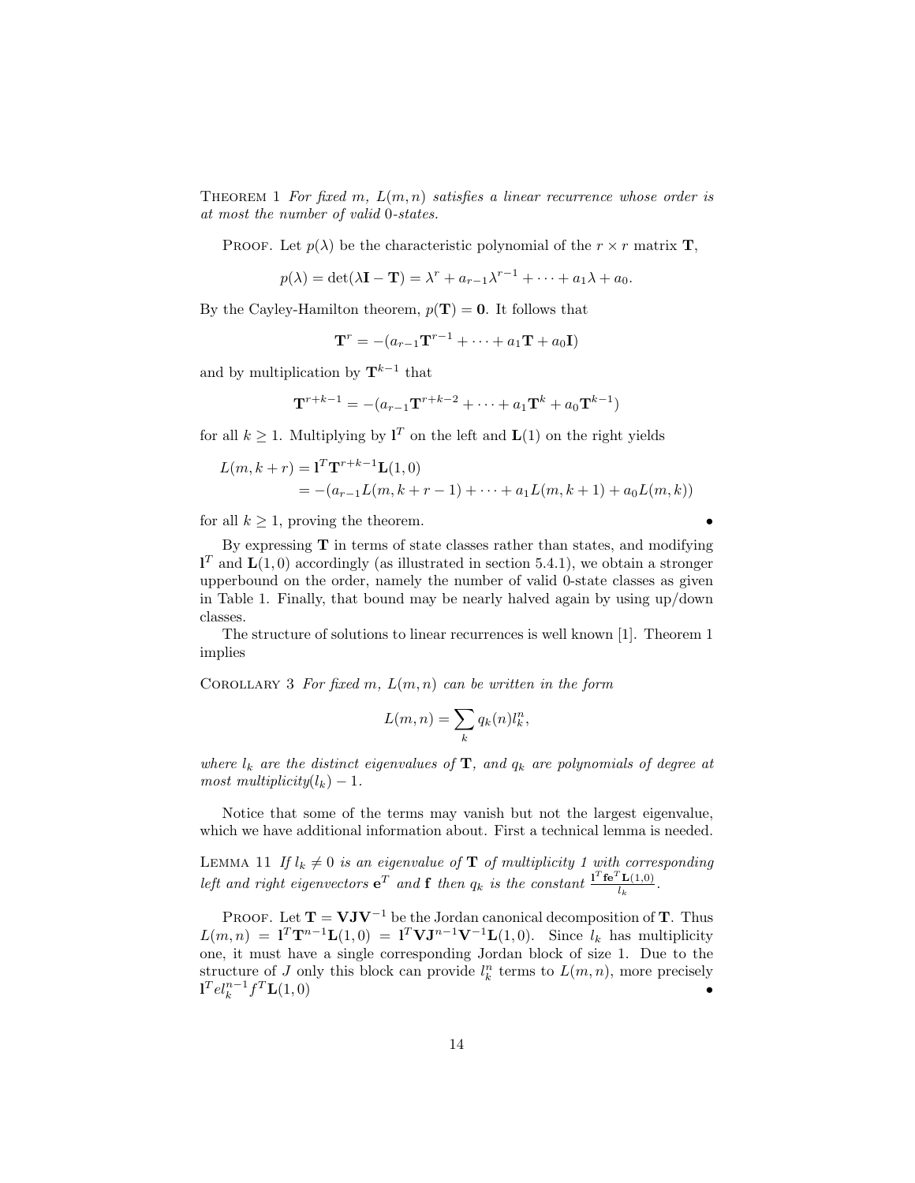Theorem 1 *For fixed $m$, $L(m,n)$ satisfies a linear recurrence whose order is at most the number of valid 0-states.*

Proof. Let $p(\lambda)$ be the characteristic polynomial of the $r \times r$ matrix $\mathbf{T}$,

$$p(\lambda) = \det(\lambda \mathbf{I} - \mathbf{T}) = \lambda^r + a_{r-1}\lambda^{r-1} + \cdots + a_1\lambda + a_0.$$

By the Cayley-Hamilton theorem, $p(\mathbf{T}) = \mathbf{0}$. It follows that

$$\mathbf{T}^r = -(a_{r-1}\mathbf{T}^{r-1} + \cdots + a_1\mathbf{T} + a_0\mathbf{I})$$

and by multiplication by $\mathbf{T}^{k-1}$ that

$$\mathbf{T}^{r+k-1} = -(a_{r-1}\mathbf{T}^{r+k-2} + \cdots + a_1\mathbf{T}^k + a_0\mathbf{T}^{k-1})$$

for all $k \geq 1$. Multiplying by $\mathbf{l}^T$ on the left and $\mathbf{L}(1)$ on the right yields

$$\begin{aligned} L(m, k+r) &= \mathbf{l}^T\mathbf{T}^{r+k-1}\mathbf{L}(1,0) \\ &= -(a_{r-1}L(m, k+r-1) + \cdots + a_1 L(m, k+1) + a_0 L(m,k)) \end{aligned}$$

for all $k \geq 1$, proving the theorem. •

By expressing $\mathbf{T}$ in terms of state classes rather than states, and modifying $\mathbf{l}^T$ and $\mathbf{L}(1,0)$ accordingly (as illustrated in section 5.4.1), we obtain a stronger upperbound on the order, namely the number of valid 0-state classes as given in Table 1. Finally, that bound may be nearly halved again by using up/down classes.

The structure of solutions to linear recurrences is well known [1]. Theorem 1 implies

Corollary 3 *For fixed $m$, $L(m,n)$ can be written in the form*

$$L(m,n) = \sum_k q_k(n) l_k^n,$$

*where $l_k$ are the distinct eigenvalues of $\mathbf{T}$, and $q_k$ are polynomials of degree at most multiplicity($l_k$) $- 1$.*

Notice that some of the terms may vanish but not the largest eigenvalue, which we have additional information about. First a technical lemma is needed.

Lemma 11 *If $l_k \neq 0$ is an eigenvalue of $\mathbf{T}$ of multiplicity 1 with corresponding left and right eigenvectors $\mathbf{e}^T$ and $\mathbf{f}$ then $q_k$ is the constant $\frac{\mathbf{l}^T\mathbf{f}\mathbf{e}^T\mathbf{L}(1,0)}{l_k}$.*

Proof. Let $\mathbf{T} = \mathbf{V}\mathbf{J}\mathbf{V}^{-1}$ be the Jordan canonical decomposition of $\mathbf{T}$. Thus $L(m,n) = \mathbf{l}^T\mathbf{T}^{n-1}\mathbf{L}(1,0) = \mathbf{l}^T\mathbf{V}\mathbf{J}^{n-1}\mathbf{V}^{-1}\mathbf{L}(1,0)$. Since $l_k$ has multiplicity one, it must have a single corresponding Jordan block of size 1. Due to the structure of $J$ only this block can provide $l_k^n$ terms to $L(m,n)$, more precisely $\mathbf{l}^T e l_k^{n-1} f^T \mathbf{L}(1,0)$ •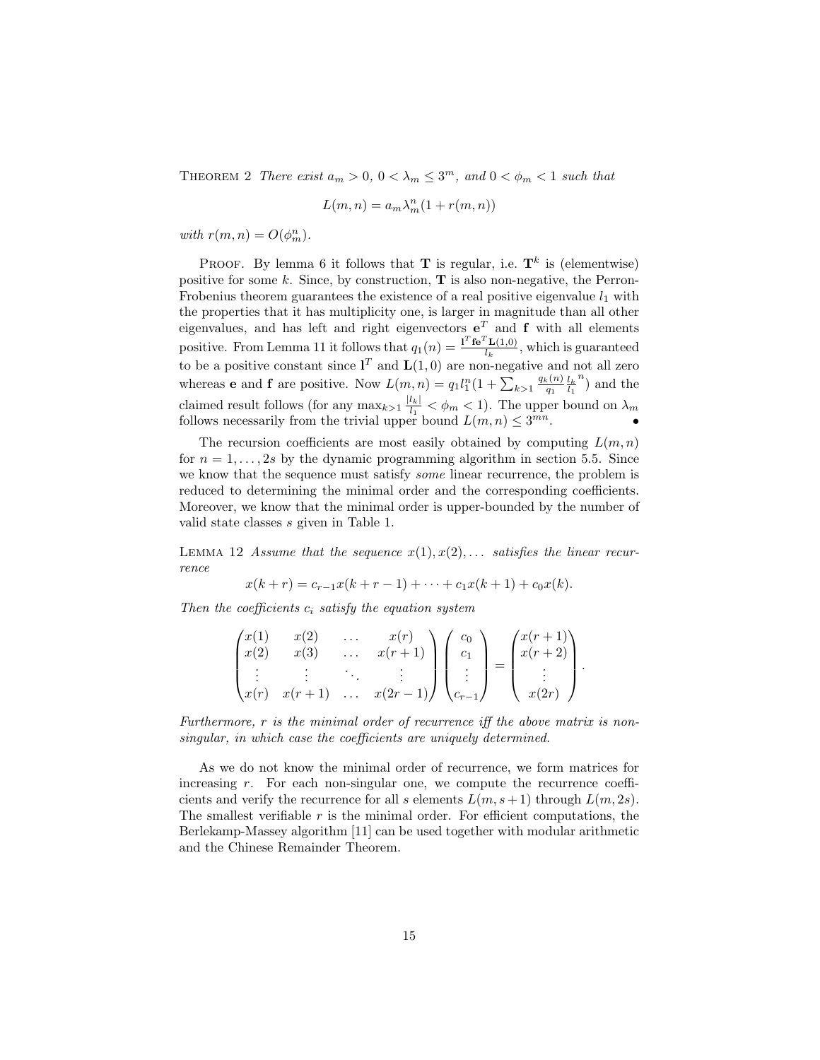THEOREM 2 *There exist $a_m > 0$, $0 < \lambda_m \leq 3^m$, and $0 < \phi_m < 1$ such that*

$$L(m,n) = a_m \lambda_m^n (1 + r(m,n))$$

*with $r(m,n) = O(\phi_m^n)$.*

PROOF. By lemma 6 it follows that $\mathbf{T}$ is regular, i.e. $\mathbf{T}^k$ is (elementwise) positive for some $k$. Since, by construction, $\mathbf{T}$ is also non-negative, the Perron-Frobenius theorem guarantees the existence of a real positive eigenvalue $l_1$ with the properties that it has multiplicity one, is larger in magnitude than all other eigenvalues, and has left and right eigenvectors $\mathbf{e}^T$ and $\mathbf{f}$ with all elements positive. From Lemma 11 it follows that $q_1(n) = \frac{\mathbf{l}^T \mathbf{f} \mathbf{e}^T \mathbf{L}(1,0)}{l_k}$, which is guaranteed to be a positive constant since $\mathbf{l}^T$ and $\mathbf{L}(1,0)$ are non-negative and not all zero whereas $\mathbf{e}$ and $\mathbf{f}$ are positive. Now $L(m,n) = q_1 l_1^n (1 + \sum_{k>1} \frac{q_k(n)}{q_1} \frac{l_k}{l_1}^n)$ and the claimed result follows (for any $\max_{k>1} \frac{|l_k|}{l_1} < \phi_m < 1$). The upper bound on $\lambda_m$ follows necessarily from the trivial upper bound $L(m,n) \leq 3^{mn}$. •

The recursion coefficients are most easily obtained by computing $L(m,n)$ for $n = 1, \ldots, 2s$ by the dynamic programming algorithm in section 5.5. Since we know that the sequence must satisfy *some* linear recurrence, the problem is reduced to determining the minimal order and the corresponding coefficients. Moreover, we know that the minimal order is upper-bounded by the number of valid state classes $s$ given in Table 1.

LEMMA 12 *Assume that the sequence $x(1), x(2), \ldots$ satisfies the linear recurrence*

$$x(k+r) = c_{r-1}x(k+r-1) + \cdots + c_1 x(k+1) + c_0 x(k).$$

*Then the coefficients $c_i$ satisfy the equation system*

$$\begin{pmatrix} x(1) & x(2) & \ldots & x(r) \\ x(2) & x(3) & \ldots & x(r+1) \\ \vdots & \vdots & \ddots & \vdots \\ x(r) & x(r+1) & \ldots & x(2r-1) \end{pmatrix} \begin{pmatrix} c_0 \\ c_1 \\ \vdots \\ c_{r-1} \end{pmatrix} = \begin{pmatrix} x(r+1) \\ x(r+2) \\ \vdots \\ x(2r) \end{pmatrix}.$$

*Furthermore, $r$ is the minimal order of recurrence iff the above matrix is non-singular, in which case the coefficients are uniquely determined.*

As we do not know the minimal order of recurrence, we form matrices for increasing $r$. For each non-singular one, we compute the recurrence coefficients and verify the recurrence for all $s$ elements $L(m, s+1)$ through $L(m, 2s)$. The smallest verifiable $r$ is the minimal order. For efficient computations, the Berlekamp-Massey algorithm [11] can be used together with modular arithmetic and the Chinese Remainder Theorem.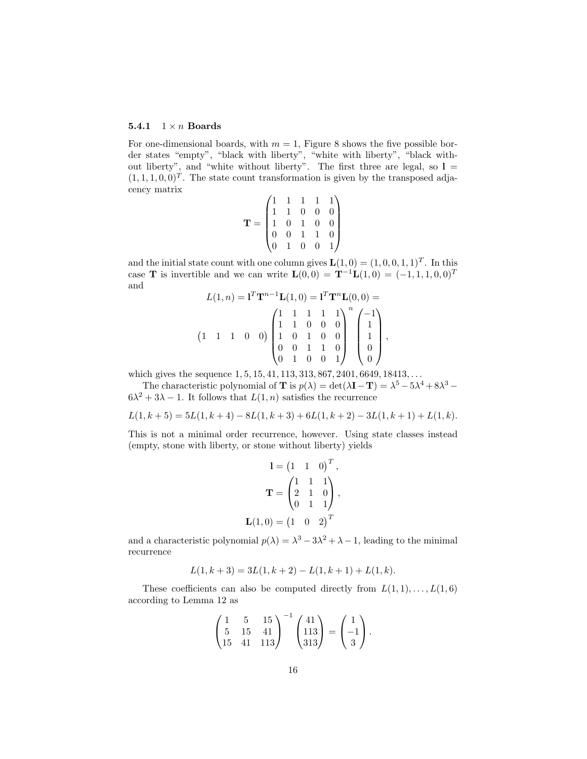### 5.4.1 $1 \times n$ Boards

For one-dimensional boards, with $m = 1$, Figure 8 shows the five possible border states "empty", "black with liberty", "white with liberty", "black without liberty", and "white without liberty". The first three are legal, so $\mathbf{l} = (1, 1, 1, 0, 0)^T$. The state count transformation is given by the transposed adjacency matrix

$$\mathbf{T} = \begin{pmatrix} 1 & 1 & 1 & 1 & 1 \\ 1 & 1 & 0 & 0 & 0 \\ 1 & 0 & 1 & 0 & 0 \\ 0 & 0 & 1 & 1 & 0 \\ 0 & 1 & 0 & 0 & 1 \end{pmatrix}$$

and the initial state count with one column gives $\mathbf{L}(1, 0) = (1, 0, 0, 1, 1)^T$. In this case $\mathbf{T}$ is invertible and we can write $\mathbf{L}(0, 0) = \mathbf{T}^{-1}\mathbf{L}(1, 0) = (-1, 1, 1, 0, 0)^T$ and

$$L(1, n) = \mathbf{l}^T\mathbf{T}^{n-1}\mathbf{L}(1, 0) = \mathbf{l}^T\mathbf{T}^n\mathbf{L}(0, 0) =$$

$$\begin{pmatrix} 1 & 1 & 1 & 0 & 0 \end{pmatrix} \begin{pmatrix} 1 & 1 & 1 & 1 & 1 \\ 1 & 1 & 0 & 0 & 0 \\ 1 & 0 & 1 & 0 & 0 \\ 0 & 0 & 1 & 1 & 0 \\ 0 & 1 & 0 & 0 & 1 \end{pmatrix}^n \begin{pmatrix} -1 \\ 1 \\ 1 \\ 0 \\ 0 \end{pmatrix},$$

which gives the sequence $1, 5, 15, 41, 113, 313, 867, 2401, 6649, 18413, \ldots$

The characteristic polynomial of $\mathbf{T}$ is $p(\lambda) = \det(\lambda\mathbf{I} - \mathbf{T}) = \lambda^5 - 5\lambda^4 + 8\lambda^3 - 6\lambda^2 + 3\lambda - 1$. It follows that $L(1, n)$ satisfies the recurrence

$$L(1, k+5) = 5L(1, k+4) - 8L(1, k+3) + 6L(1, k+2) - 3L(1, k+1) + L(1, k).$$

This is not a minimal order recurrence, however. Using state classes instead (empty, stone with liberty, or stone without liberty) yields

$$\mathbf{l} = \begin{pmatrix} 1 & 1 & 0 \end{pmatrix}^T,$$

$$\mathbf{T} = \begin{pmatrix} 1 & 1 & 1 \\ 2 & 1 & 0 \\ 0 & 1 & 1 \end{pmatrix},$$

$$\mathbf{L}(1, 0) = \begin{pmatrix} 1 & 0 & 2 \end{pmatrix}^T$$

and a characteristic polynomial $p(\lambda) = \lambda^3 - 3\lambda^2 + \lambda - 1$, leading to the minimal recurrence

$$L(1, k+3) = 3L(1, k+2) - L(1, k+1) + L(1, k).$$

These coefficients can also be computed directly from $L(1, 1), \ldots, L(1, 6)$ according to Lemma 12 as

$$\begin{pmatrix} 1 & 5 & 15 \\ 5 & 15 & 41 \\ 15 & 41 & 113 \end{pmatrix}^{-1} \begin{pmatrix} 41 \\ 113 \\ 313 \end{pmatrix} = \begin{pmatrix} 1 \\ -1 \\ 3 \end{pmatrix}.$$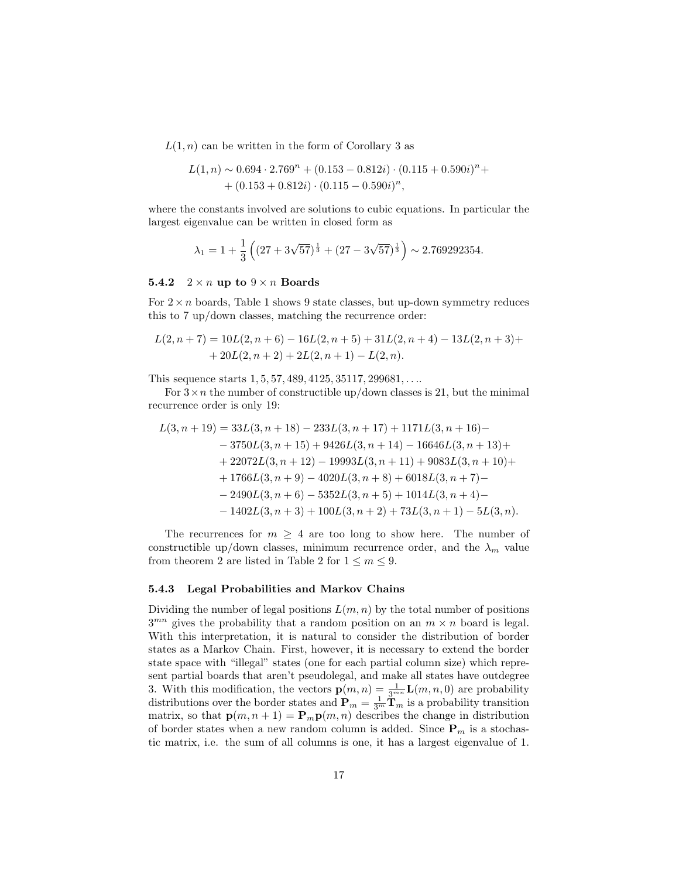$L(1, n)$ can be written in the form of Corollary 3 as

$$
\begin{aligned}
L(1, n) \sim\ & 0.694 \cdot 2.769^n + (0.153 - 0.812i) \cdot (0.115 + 0.590i)^n + \\
& + (0.153 + 0.812i) \cdot (0.115 - 0.590i)^n,
\end{aligned}
$$

where the constants involved are solutions to cubic equations. In particular the largest eigenvalue can be written in closed form as

$$
\lambda_1 = 1 + \frac{1}{3}\left((27 + 3\sqrt{57})^{\frac{1}{3}} + (27 - 3\sqrt{57})^{\frac{1}{3}}\right) \sim 2.769292354.
$$

### 5.4.2 $2 \times n$ up to $9 \times n$ Boards

For $2 \times n$ boards, Table 1 shows 9 state classes, but up-down symmetry reduces this to 7 up/down classes, matching the recurrence order:

$$
\begin{aligned}
L(2, n+7) =\ & 10L(2, n+6) - 16L(2, n+5) + 31L(2, n+4) - 13L(2, n+3) + \\
& + 20L(2, n+2) + 2L(2, n+1) - L(2, n).
\end{aligned}
$$

This sequence starts $1, 5, 57, 489, 4125, 35117, 299681, \ldots$.

For $3 \times n$ the number of constructible up/down classes is 21, but the minimal recurrence order is only 19:

$$
\begin{aligned}
L(3, n+19) =\ & 33L(3, n+18) - 233L(3, n+17) + 1171L(3, n+16) - \\
& - 3750L(3, n+15) + 9426L(3, n+14) - 16646L(3, n+13) + \\
& + 22072L(3, n+12) - 19993L(3, n+11) + 9083L(3, n+10) + \\
& + 1766L(3, n+9) - 4020L(3, n+8) + 6018L(3, n+7) - \\
& - 2490L(3, n+6) - 5352L(3, n+5) + 1014L(3, n+4) - \\
& - 1402L(3, n+3) + 100L(3, n+2) + 73L(3, n+1) - 5L(3, n).
\end{aligned}
$$

The recurrences for $m \geq 4$ are too long to show here. The number of constructible up/down classes, minimum recurrence order, and the $\lambda_m$ value from theorem 2 are listed in Table 2 for $1 \leq m \leq 9$.

### 5.4.3 Legal Probabilities and Markov Chains

Dividing the number of legal positions $L(m, n)$ by the total number of positions $3^{mn}$ gives the probability that a random position on an $m \times n$ board is legal. With this interpretation, it is natural to consider the distribution of border states as a Markov Chain. First, however, it is necessary to extend the border state space with "illegal" states (one for each partial column size) which represent partial boards that aren't pseudolegal, and make all states have outdegree 3. With this modification, the vectors $\mathbf{p}(m, n) = \frac{1}{3^{mn}}\mathbf{L}(m, n, 0)$ are probability distributions over the border states and $\mathbf{P}_m = \frac{1}{3^m}\mathbf{T}_m$ is a probability transition matrix, so that $\mathbf{p}(m, n+1) = \mathbf{P}_m \mathbf{p}(m, n)$ describes the change in distribution of border states when a new random column is added. Since $\mathbf{P}_m$ is a stochastic matrix, i.e. the sum of all columns is one, it has a largest eigenvalue of 1.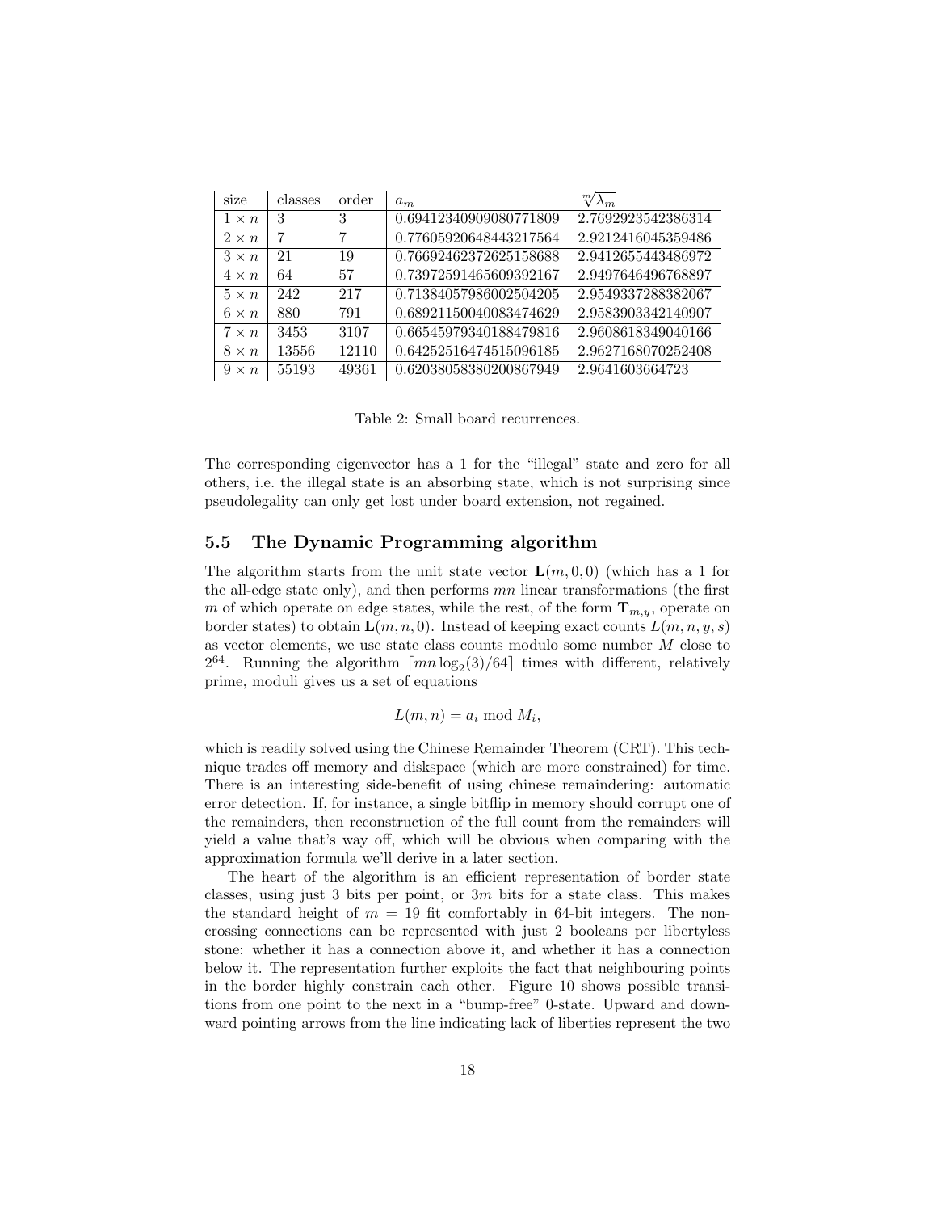| size | classes | order | $a_m$ | $\sqrt[m]{\lambda_m}$ |
|---|---|---|---|---|
| $1 \times n$ | 3 | 3 | 0.69412340909080771809 | 2.7692923542386314 |
| $2 \times n$ | 7 | 7 | 0.77605920648443217564 | 2.9212416045359486 |
| $3 \times n$ | 21 | 19 | 0.76692462372625158688 | 2.9412655443486972 |
| $4 \times n$ | 64 | 57 | 0.73972591465609392167 | 2.9497646496768897 |
| $5 \times n$ | 242 | 217 | 0.71384057986002504205 | 2.9549337288382067 |
| $6 \times n$ | 880 | 791 | 0.68921150040083474629 | 2.9583903342140907 |
| $7 \times n$ | 3453 | 3107 | 0.66545979340188479816 | 2.9608618349040166 |
| $8 \times n$ | 13556 | 12110 | 0.64252516474515096185 | 2.9627168070252408 |
| $9 \times n$ | 55193 | 49361 | 0.62038058380200867949 | 2.9641603664723 |

Table 2: Small board recurrences.

The corresponding eigenvector has a 1 for the "illegal" state and zero for all others, i.e. the illegal state is an absorbing state, which is not surprising since pseudolegality can only get lost under board extension, not regained.

### 5.5 The Dynamic Programming algorithm

The algorithm starts from the unit state vector $\mathbf{L}(m, 0, 0)$ (which has a 1 for the all-edge state only), and then performs $mn$ linear transformations (the first $m$ of which operate on edge states, while the rest, of the form $\mathbf{T}_{m,y}$, operate on border states) to obtain $\mathbf{L}(m, n, 0)$. Instead of keeping exact counts $L(m, n, y, s)$ as vector elements, we use state class counts modulo some number $M$ close to $2^{64}$. Running the algorithm $\lceil mn \log_2(3)/64 \rceil$ times with different, relatively prime, moduli gives us a set of equations

$$L(m, n) = a_i \bmod M_i,$$

which is readily solved using the Chinese Remainder Theorem (CRT). This technique trades off memory and diskspace (which are more constrained) for time. There is an interesting side-benefit of using chinese remaindering: automatic error detection. If, for instance, a single bitflip in memory should corrupt one of the remainders, then reconstruction of the full count from the remainders will yield a value that's way off, which will be obvious when comparing with the approximation formula we'll derive in a later section.

The heart of the algorithm is an efficient representation of border state classes, using just 3 bits per point, or $3m$ bits for a state class. This makes the standard height of $m = 19$ fit comfortably in 64-bit integers. The noncrossing connections can be represented with just 2 booleans per libertyless stone: whether it has a connection above it, and whether it has a connection below it. The representation further exploits the fact that neighbouring points in the border highly constrain each other. Figure 10 shows possible transitions from one point to the next in a "bump-free" 0-state. Upward and downward pointing arrows from the line indicating lack of liberties represent the two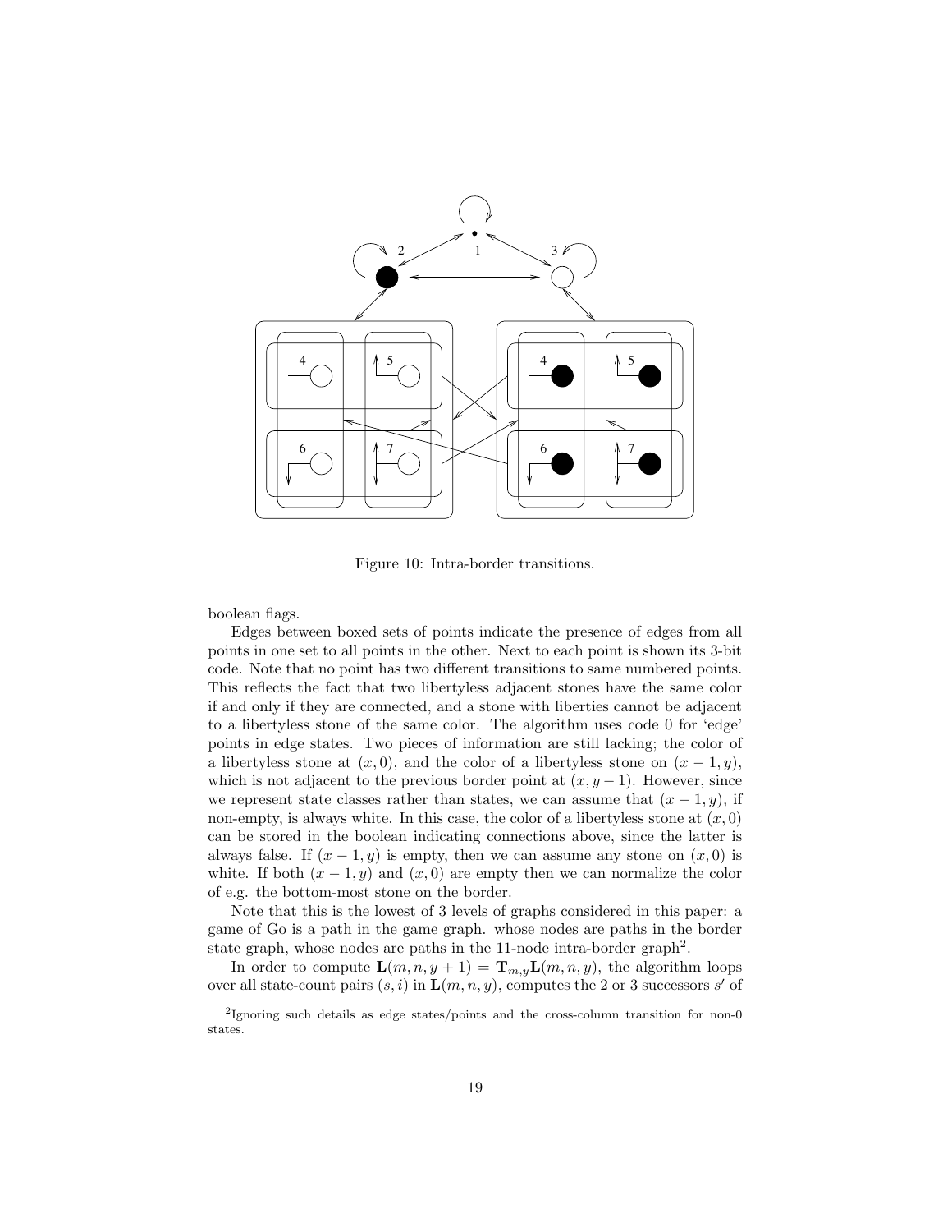Figure 10: Intra-border transitions.

boolean flags.

Edges between boxed sets of points indicate the presence of edges from all points in one set to all points in the other. Next to each point is shown its 3-bit code. Note that no point has two different transitions to same numbered points. This reflects the fact that two libertyless adjacent stones have the same color if and only if they are connected, and a stone with liberties cannot be adjacent to a libertyless stone of the same color. The algorithm uses code 0 for 'edge' points in edge states. Two pieces of information are still lacking; the color of a libertyless stone at $(x, 0)$, and the color of a libertyless stone on $(x - 1, y)$, which is not adjacent to the previous border point at $(x, y - 1)$. However, since we represent state classes rather than states, we can assume that $(x - 1, y)$, if non-empty, is always white. In this case, the color of a libertyless stone at $(x, 0)$ can be stored in the boolean indicating connections above, since the latter is always false. If $(x - 1, y)$ is empty, then we can assume any stone on $(x, 0)$ is white. If both $(x - 1, y)$ and $(x, 0)$ are empty then we can normalize the color of e.g. the bottom-most stone on the border.

Note that this is the lowest of 3 levels of graphs considered in this paper: a game of Go is a path in the game graph. whose nodes are paths in the border state graph, whose nodes are paths in the 11-node intra-border graph[2].

In order to compute $\mathbf{L}(m, n, y + 1) = \mathbf{T}_{m,y}\mathbf{L}(m, n, y)$, the algorithm loops over all state-count pairs $(s, i)$ in $\mathbf{L}(m, n, y)$, computes the 2 or 3 successors $s'$ of

[2]Ignoring such details as edge states/points and the cross-column transition for non-0 states.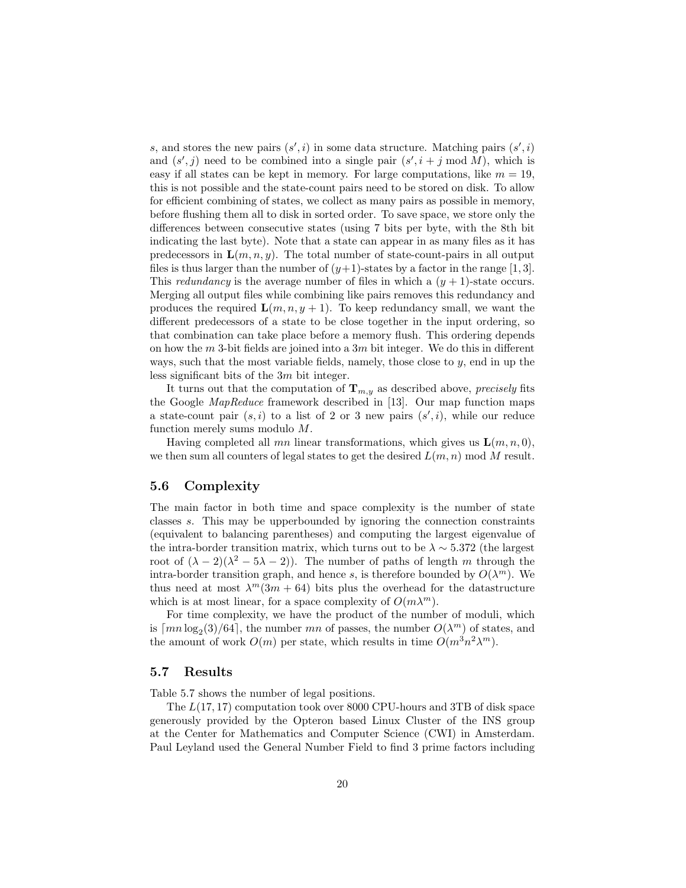$s$, and stores the new pairs $(s', i)$ in some data structure. Matching pairs $(s', i)$ and $(s', j)$ need to be combined into a single pair $(s', i + j \bmod M)$, which is easy if all states can be kept in memory. For large computations, like $m = 19$, this is not possible and the state-count pairs need to be stored on disk. To allow for efficient combining of states, we collect as many pairs as possible in memory, before flushing them all to disk in sorted order. To save space, we store only the differences between consecutive states (using 7 bits per byte, with the 8th bit indicating the last byte). Note that a state can appear in as many files as it has predecessors in $\mathbf{L}(m, n, y)$. The total number of state-count-pairs in all output files is thus larger than the number of $(y+1)$-states by a factor in the range $[1, 3]$. This *redundancy* is the average number of files in which a $(y + 1)$-state occurs. Merging all output files while combining like pairs removes this redundancy and produces the required $\mathbf{L}(m, n, y + 1)$. To keep redundancy small, we want the different predecessors of a state to be close together in the input ordering, so that combination can take place before a memory flush. This ordering depends on how the $m$ 3-bit fields are joined into a $3m$ bit integer. We do this in different ways, such that the most variable fields, namely, those close to $y$, end in up the less significant bits of the $3m$ bit integer.

It turns out that the computation of $\mathbf{T}_{m,y}$ as described above, *precisely* fits the Google *MapReduce* framework described in [13]. Our map function maps a state-count pair $(s, i)$ to a list of 2 or 3 new pairs $(s', i)$, while our reduce function merely sums modulo $M$.

Having completed all $mn$ linear transformations, which gives us $\mathbf{L}(m, n, 0)$, we then sum all counters of legal states to get the desired $L(m, n) \bmod M$ result.

### 5.6 Complexity

The main factor in both time and space complexity is the number of state classes $s$. This may be upperbounded by ignoring the connection constraints (equivalent to balancing parentheses) and computing the largest eigenvalue of the intra-border transition matrix, which turns out to be $\lambda \sim 5.372$ (the largest root of $(\lambda - 2)(\lambda^2 - 5\lambda - 2)$). The number of paths of length $m$ through the intra-border transition graph, and hence $s$, is therefore bounded by $O(\lambda^m)$. We thus need at most $\lambda^m(3m + 64)$ bits plus the overhead for the datastructure which is at most linear, for a space complexity of $O(m\lambda^m)$.

For time complexity, we have the product of the number of moduli, which is $\lceil mn \log_2(3)/64 \rceil$, the number $mn$ of passes, the number $O(\lambda^m)$ of states, and the amount of work $O(m)$ per state, which results in time $O(m^3 n^2 \lambda^m)$.

### 5.7 Results

Table 5.7 shows the number of legal positions.

The $L(17, 17)$ computation took over 8000 CPU-hours and 3TB of disk space generously provided by the Opteron based Linux Cluster of the INS group at the Center for Mathematics and Computer Science (CWI) in Amsterdam. Paul Leyland used the General Number Field to find 3 prime factors including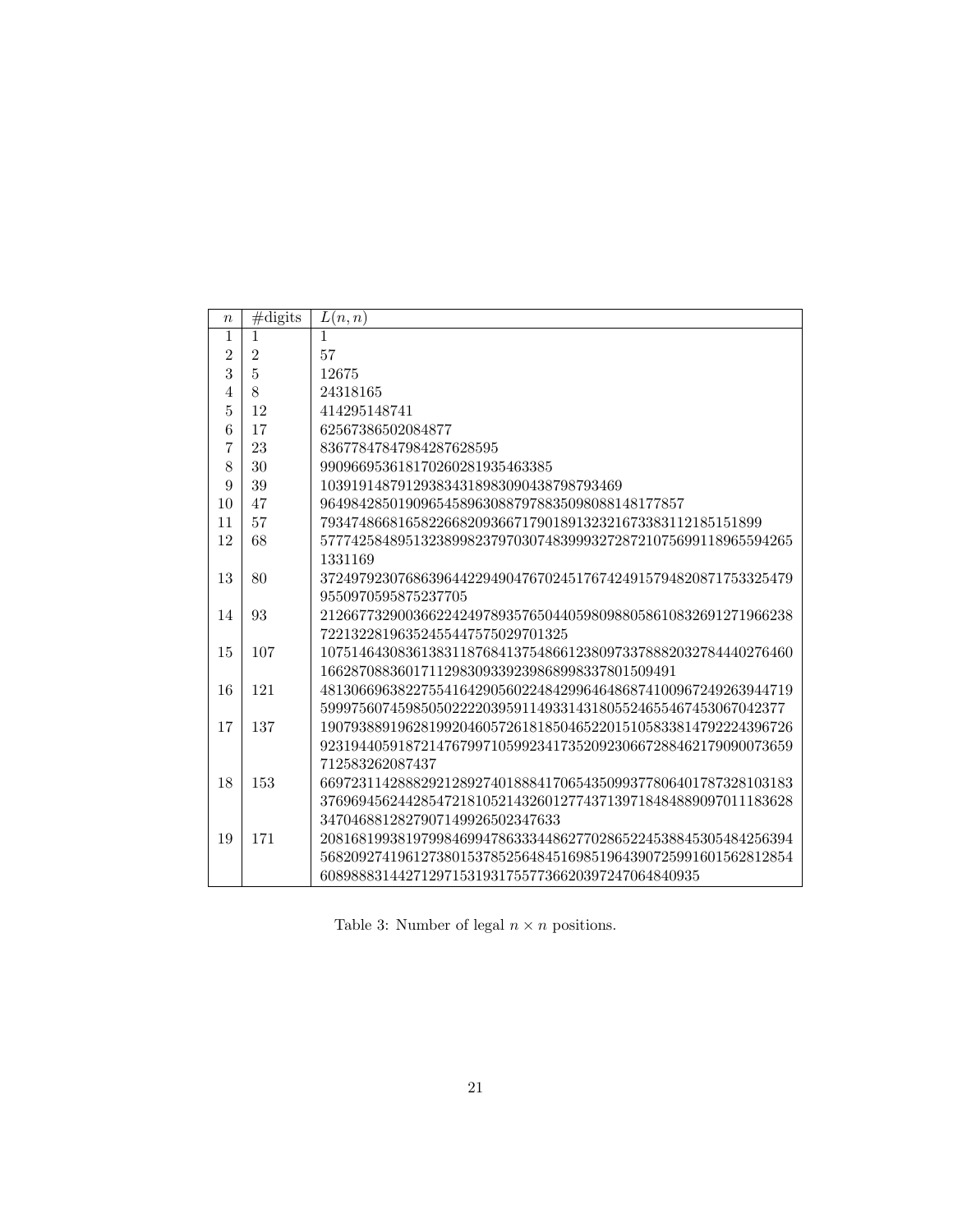| $n$ | #digits | $L(n,n)$ |
|---|---|---|
| 1 | 1 | 1 |
| 2 | 2 | 57 |
| 3 | 5 | 12675 |
| 4 | 8 | 24318165 |
| 5 | 12 | 414295148741 |
| 6 | 17 | 62567386502084877 |
| 7 | 23 | 83677847847984287628595 |
| 8 | 30 | 990966953618170260281935463385 |
| 9 | 39 | 103919148791293834318983090438798793469 |
| 10 | 47 | 96498428501909654589630887978835098088148177857 |
| 11 | 57 | 793474866816582266820936671790189132321673383112185151899 |
| 12 | 68 | 577742584895132389982379703074839993272872107569911896559426513311​69 |
| 13 | 80 | 37249792307686396442294904767024517674249157948208717533254799550970595875237705 |
| 14 | 93 | 212667732900366224249789357650440598098805861083269127196623872213228196352455447575029701325 |
| 15 | 107 | 10751464308361383118768413754866123809733788820327844402764601662870883601711298309339239868998337801509491 |
| 16 | 121 | 4813066963822755416429056022484299646486874100967249263944719599975607459850502222039591149331431805524655467453067042377 |
| 17 | 137 | 19079388919628199204605726181850465220151058338147922243967269231944059187214767997105992341735209230667288462179090073659712583262087437 |
| 18 | 153 | 669723114288829212892740188841706543509937780640178732810318337696945624428547218105214326012774371397184848889097011183628347046881282790714992650234763​3 |
| 19 | 171 | 208168199381979984699478633344862770286522453884530548425639456820927419612738015378525648451698519643907259916015628128546089888314427129715319317557736620397247064840935 |

Table 3: Number of legal $n \times n$ positions.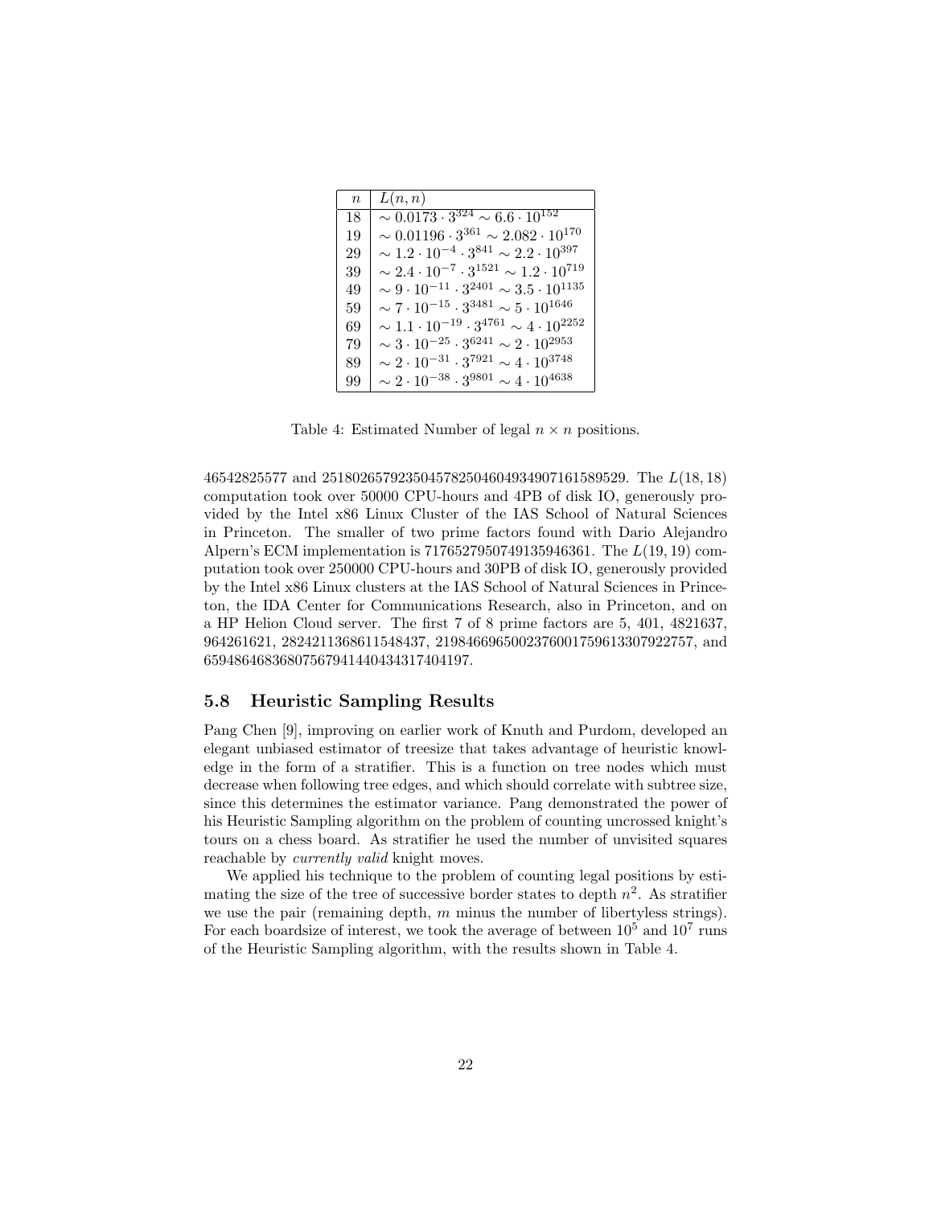| $n$ | $L(n,n)$ |
|---|---|
| 18 | $\sim 0.0173 \cdot 3^{324} \sim 6.6 \cdot 10^{152}$ |
| 19 | $\sim 0.01196 \cdot 3^{361} \sim 2.082 \cdot 10^{170}$ |
| 29 | $\sim 1.2 \cdot 10^{-4} \cdot 3^{841} \sim 2.2 \cdot 10^{397}$ |
| 39 | $\sim 2.4 \cdot 10^{-7} \cdot 3^{1521} \sim 1.2 \cdot 10^{719}$ |
| 49 | $\sim 9 \cdot 10^{-11} \cdot 3^{2401} \sim 3.5 \cdot 10^{1135}$ |
| 59 | $\sim 7 \cdot 10^{-15} \cdot 3^{3481} \sim 5 \cdot 10^{1646}$ |
| 69 | $\sim 1.1 \cdot 10^{-19} \cdot 3^{4761} \sim 4 \cdot 10^{2252}$ |
| 79 | $\sim 3 \cdot 10^{-25} \cdot 3^{6241} \sim 2 \cdot 10^{2953}$ |
| 89 | $\sim 2 \cdot 10^{-31} \cdot 3^{7921} \sim 4 \cdot 10^{3748}$ |
| 99 | $\sim 2 \cdot 10^{-38} \cdot 3^{9801} \sim 4 \cdot 10^{4638}$ |

Table 4: Estimated Number of legal $n \times n$ positions.

46542825577 and 251802657923504578250460493490716158952​9. The $L(18,18)$ computation took over 50000 CPU-hours and 4PB of disk IO, generously provided by the Intel x86 Linux Cluster of the IAS School of Natural Sciences in Princeton. The smaller of two prime factors found with Dario Alejandro Alpern's ECM implementation is 7176527950749135946361. The $L(19,19)$ computation took over 250000 CPU-hours and 30PB of disk IO, generously provided by the Intel x86 Linux clusters at the IAS School of Natural Sciences in Princeton, the IDA Center for Communications Research, also in Princeton, and on a HP Helion Cloud server. The first 7 of 8 prime factors are 5, 401, 4821637, 964261621, 2824211368611548437, 2198466965002376001759613307922757, and 6594864683680756794144043431740419​7.

## 5.8 Heuristic Sampling Results

Pang Chen [9], improving on earlier work of Knuth and Purdom, developed an elegant unbiased estimator of treesize that takes advantage of heuristic knowledge in the form of a stratifier. This is a function on tree nodes which must decrease when following tree edges, and which should correlate with subtree size, since this determines the estimator variance. Pang demonstrated the power of his Heuristic Sampling algorithm on the problem of counting uncrossed knight's tours on a chess board. As stratifier he used the number of unvisited squares reachable by *currently valid* knight moves.

We applied his technique to the problem of counting legal positions by estimating the size of the tree of successive border states to depth $n^2$. As stratifier we use the pair (remaining depth, $m$ minus the number of libertyless strings). For each boardsize of interest, we took the average of between $10^5$ and $10^7$ runs of the Heuristic Sampling algorithm, with the results shown in Table 4.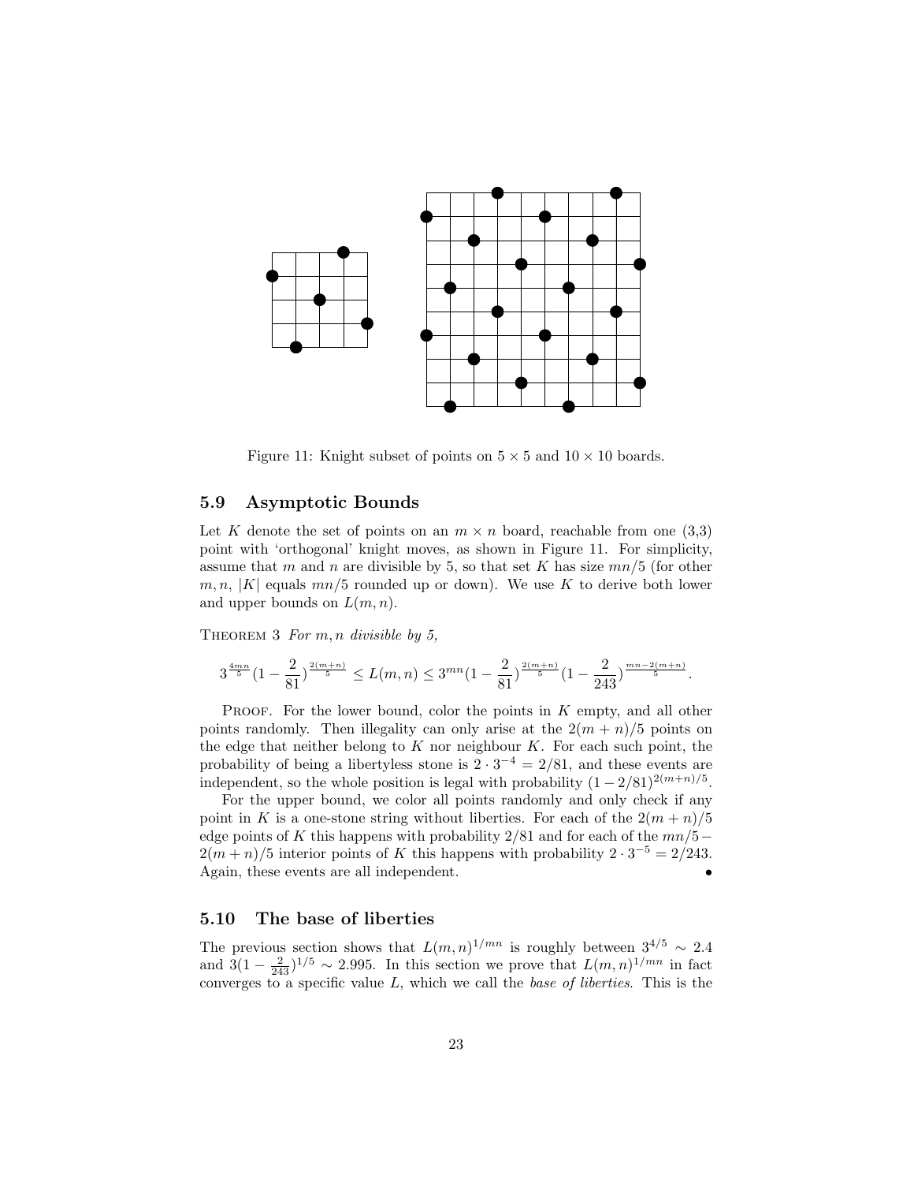Figure 11: Knight subset of points on $5 \times 5$ and $10 \times 10$ boards.

### 5.9 Asymptotic Bounds

Let $K$ denote the set of points on an $m \times n$ board, reachable from one (3,3) point with 'orthogonal' knight moves, as shown in Figure 11. For simplicity, assume that $m$ and $n$ are divisible by 5, so that set $K$ has size $mn/5$ (for other $m, n$, $|K|$ equals $mn/5$ rounded up or down). We use $K$ to derive both lower and upper bounds on $L(m, n)$.

THEOREM 3 *For $m, n$ divisible by 5,*

$$3^{\frac{4mn}{5}}(1 - \frac{2}{81})^{\frac{2(m+n)}{5}} \leq L(m, n) \leq 3^{mn}(1 - \frac{2}{81})^{\frac{2(m+n)}{5}}(1 - \frac{2}{243})^{\frac{mn-2(m+n)}{5}}.$$

PROOF. For the lower bound, color the points in $K$ empty, and all other points randomly. Then illegality can only arise at the $2(m+n)/5$ points on the edge that neither belong to $K$ nor neighbour $K$. For each such point, the probability of being a libertyless stone is $2 \cdot 3^{-4} = 2/81$, and these events are independent, so the whole position is legal with probability $(1 - 2/81)^{2(m+n)/5}$.

For the upper bound, we color all points randomly and only check if any point in $K$ is a one-stone string without liberties. For each of the $2(m+n)/5$ edge points of $K$ this happens with probability $2/81$ and for each of the $mn/5 - 2(m+n)/5$ interior points of $K$ this happens with probability $2 \cdot 3^{-5} = 2/243$. Again, these events are all independent. •

### 5.10 The base of liberties

The previous section shows that $L(m, n)^{1/mn}$ is roughly between $3^{4/5} \sim 2.4$ and $3(1 - \frac{2}{243})^{1/5} \sim 2.995$. In this section we prove that $L(m, n)^{1/mn}$ in fact converges to a specific value $L$, which we call the *base of liberties*. This is the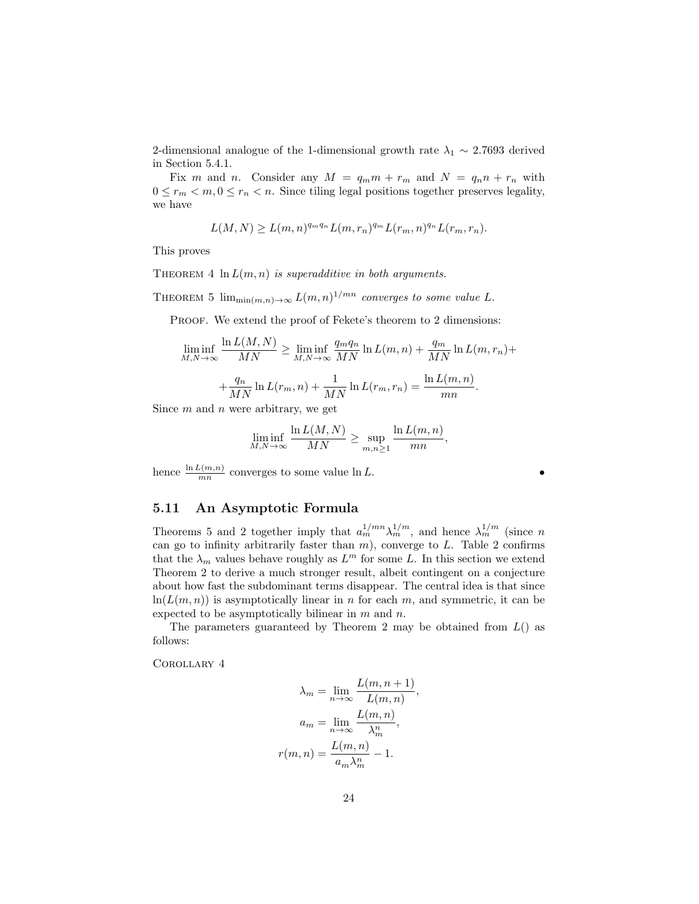2-dimensional analogue of the 1-dimensional growth rate $\lambda_1 \sim 2.7693$ derived in Section 5.4.1.

Fix $m$ and $n$. Consider any $M = q_m m + r_m$ and $N = q_n n + r_n$ with $0 \le r_m < m, 0 \le r_n < n$. Since tiling legal positions together preserves legality, we have

$$L(M,N) \ge L(m,n)^{q_m q_n} L(m,r_n)^{q_m} L(r_m,n)^{q_n} L(r_m,r_n).$$

This proves

THEOREM 4 *$\ln L(m,n)$ is superadditive in both arguments.*

THEOREM 5 *$\lim_{\min(m,n)\to\infty} L(m,n)^{1/mn}$ converges to some value $L$.*

PROOF. We extend the proof of Fekete's theorem to 2 dimensions:

$$\liminf_{M,N\to\infty} \frac{\ln L(M,N)}{MN} \ge \liminf_{M,N\to\infty} \frac{q_m q_n}{MN} \ln L(m,n) + \frac{q_m}{MN} \ln L(m,r_n) +$$

$$+\frac{q_n}{MN} \ln L(r_m,n) + \frac{1}{MN} \ln L(r_m,r_n) = \frac{\ln L(m,n)}{mn}.$$

Since $m$ and $n$ were arbitrary, we get

$$\liminf_{M,N\to\infty} \frac{\ln L(M,N)}{MN} \ge \sup_{m,n\ge 1} \frac{\ln L(m,n)}{mn},$$

hence $\frac{\ln L(m,n)}{mn}$ converges to some value $\ln L$. •

## 5.11 An Asymptotic Formula

Theorems 5 and 2 together imply that $a_m^{1/mn} \lambda_m^{1/m}$, and hence $\lambda_m^{1/m}$ (since $n$ can go to infinity arbitrarily faster than $m$), converge to $L$. Table 2 confirms that the $\lambda_m$ values behave roughly as $L^m$ for some $L$. In this section we extend Theorem 2 to derive a much stronger result, albeit contingent on a conjecture about how fast the subdominant terms disappear. The central idea is that since $\ln(L(m,n))$ is asymptotically linear in $n$ for each $m$, and symmetric, it can be expected to be asymptotically bilinear in $m$ and $n$.

The parameters guaranteed by Theorem 2 may be obtained from $L()$ as follows:

COROLLARY 4

$$\lambda_m = \lim_{n\to\infty} \frac{L(m,n+1)}{L(m,n)},$$

$$a_m = \lim_{n\to\infty} \frac{L(m,n)}{\lambda_m^n},$$

$$r(m,n) = \frac{L(m,n)}{a_m \lambda_m^n} - 1.$$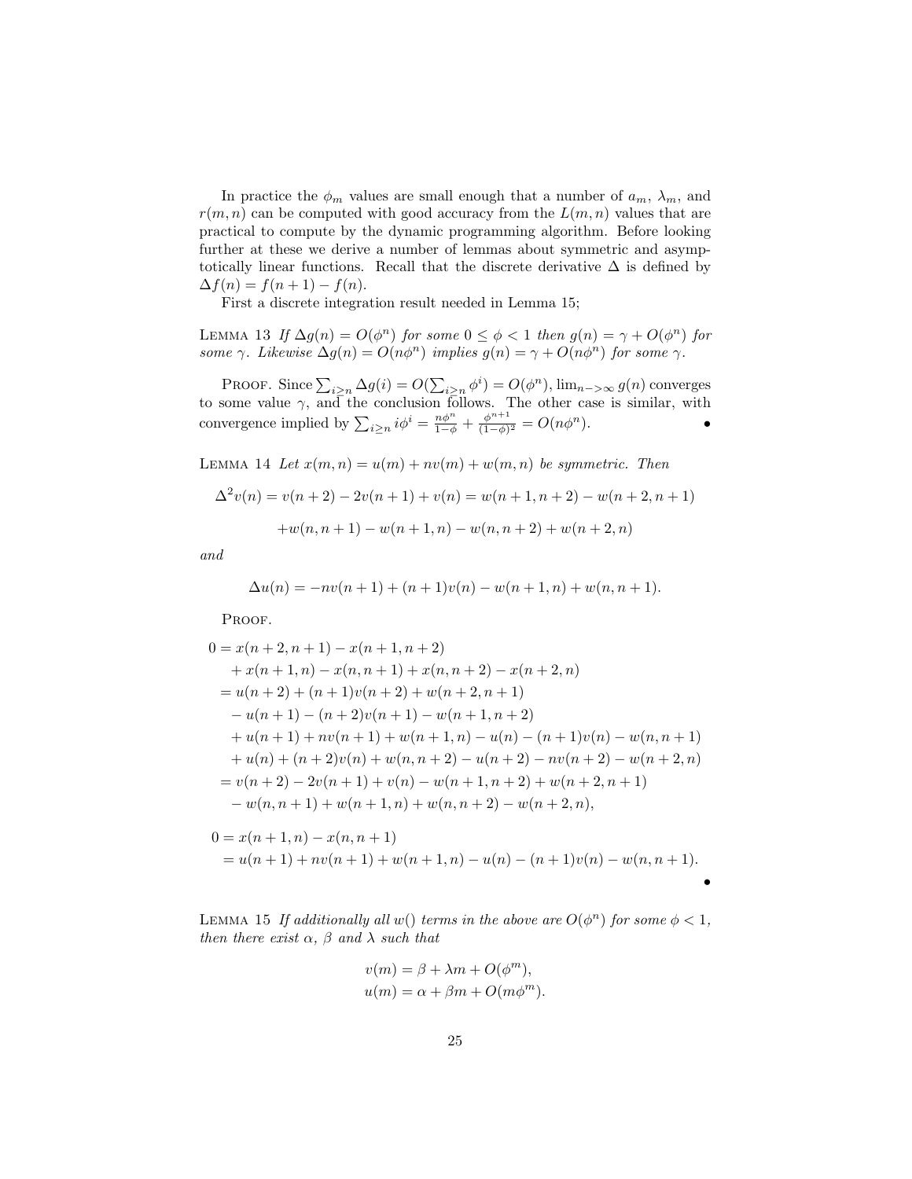In practice the $\phi_m$ values are small enough that a number of $a_m$, $\lambda_m$, and $r(m,n)$ can be computed with good accuracy from the $L(m,n)$ values that are practical to compute by the dynamic programming algorithm. Before looking further at these we derive a number of lemmas about symmetric and asymptotically linear functions. Recall that the discrete derivative $\Delta$ is defined by $\Delta f(n) = f(n+1) - f(n)$.

First a discrete integration result needed in Lemma 15;

LEMMA 13 *If $\Delta g(n) = O(\phi^n)$ for some $0 \le \phi < 1$ then $g(n) = \gamma + O(\phi^n)$ for some $\gamma$. Likewise $\Delta g(n) = O(n\phi^n)$ implies $g(n) = \gamma + O(n\phi^n)$ for some $\gamma$.*

PROOF. Since $\sum_{i \ge n} \Delta g(i) = O(\sum_{i \ge n} \phi^i) = O(\phi^n)$, $\lim_{n->\infty} g(n)$ converges to some value $\gamma$, and the conclusion follows. The other case is similar, with convergence implied by $\sum_{i \ge n} i\phi^i = \frac{n\phi^n}{1-\phi} + \frac{\phi^{n+1}}{(1-\phi)^2} = O(n\phi^n)$. •

LEMMA 14 *Let $x(m,n) = u(m) + nv(m) + w(m,n)$ be symmetric. Then*

$$\Delta^2 v(n) = v(n+2) - 2v(n+1) + v(n) = w(n+1,n+2) - w(n+2,n+1)$$

$$+w(n,n+1) - w(n+1,n) - w(n,n+2) + w(n+2,n)$$

*and*

$$\Delta u(n) = -nv(n+1) + (n+1)v(n) - w(n+1,n) + w(n,n+1).$$

PROOF.

$$\begin{aligned}
0 &= x(n+2,n+1) - x(n+1,n+2) \\
&\quad + x(n+1,n) - x(n,n+1) + x(n,n+2) - x(n+2,n) \\
&= u(n+2) + (n+1)v(n+2) + w(n+2,n+1) \\
&\quad - u(n+1) - (n+2)v(n+1) - w(n+1,n+2) \\
&\quad + u(n+1) + nv(n+1) + w(n+1,n) - u(n) - (n+1)v(n) - w(n,n+1) \\
&\quad + u(n) + (n+2)v(n) + w(n,n+2) - u(n+2) - nv(n+2) - w(n+2,n) \\
&= v(n+2) - 2v(n+1) + v(n) - w(n+1,n+2) + w(n+2,n+1) \\
&\quad - w(n,n+1) + w(n+1,n) + w(n,n+2) - w(n+2,n),
\end{aligned}$$

$$\begin{aligned}
0 &= x(n+1,n) - x(n,n+1) \\
&= u(n+1) + nv(n+1) + w(n+1,n) - u(n) - (n+1)v(n) - w(n,n+1).
\end{aligned}$$

•

LEMMA 15 *If additionally all $w()$ terms in the above are $O(\phi^n)$ for some $\phi < 1$, then there exist $\alpha$, $\beta$ and $\lambda$ such that*

$$\begin{aligned}
v(m) &= \beta + \lambda m + O(\phi^m), \\
u(m) &= \alpha + \beta m + O(m\phi^m).
\end{aligned}$$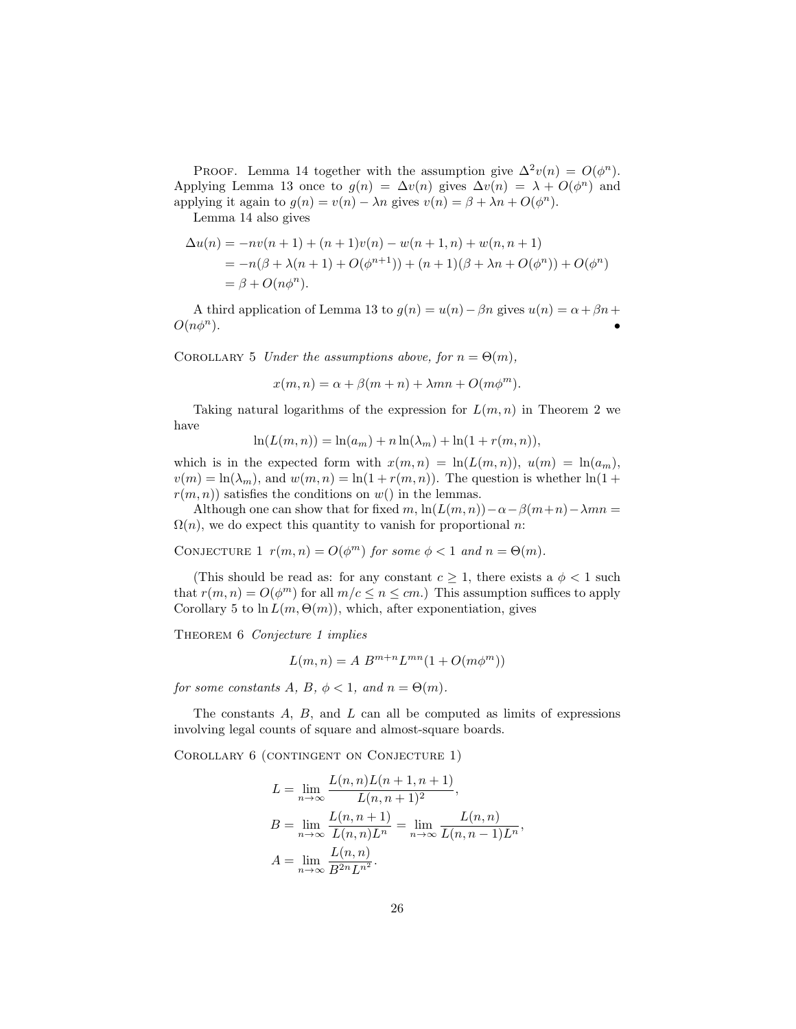PROOF. Lemma 14 together with the assumption give $\Delta^2 v(n) = O(\phi^n)$. Applying Lemma 13 once to $g(n) = \Delta v(n)$ gives $\Delta v(n) = \lambda + O(\phi^n)$ and applying it again to $g(n) = v(n) - \lambda n$ gives $v(n) = \beta + \lambda n + O(\phi^n)$.

Lemma 14 also gives

$$
\begin{aligned}
\Delta u(n) &= -nv(n+1) + (n+1)v(n) - w(n+1,n) + w(n,n+1) \\
&= -n(\beta + \lambda(n+1) + O(\phi^{n+1})) + (n+1)(\beta + \lambda n + O(\phi^n)) + O(\phi^n) \\
&= \beta + O(n\phi^n).
\end{aligned}
$$

A third application of Lemma 13 to $g(n) = u(n) - \beta n$ gives $u(n) = \alpha + \beta n + O(n\phi^n)$. •

COROLLARY 5 *Under the assumptions above, for $n = \Theta(m)$,*

$$x(m,n) = \alpha + \beta(m+n) + \lambda mn + O(m\phi^m).$$

Taking natural logarithms of the expression for $L(m,n)$ in Theorem 2 we have

$$\ln(L(m,n)) = \ln(a_m) + n\ln(\lambda_m) + \ln(1 + r(m,n)),$$

which is in the expected form with $x(m,n) = \ln(L(m,n))$, $u(m) = \ln(a_m)$, $v(m) = \ln(\lambda_m)$, and $w(m,n) = \ln(1 + r(m,n))$. The question is whether $\ln(1 + r(m,n))$ satisfies the conditions on $w()$ in the lemmas.

Although one can show that for fixed $m$, $\ln(L(m,n)) - \alpha - \beta(m+n) - \lambda mn = \Omega(n)$, we do expect this quantity to vanish for proportional $n$:

CONJECTURE 1 *$r(m,n) = O(\phi^m)$ for some $\phi < 1$ and $n = \Theta(m)$.*

(This should be read as: for any constant $c \geq 1$, there exists a $\phi < 1$ such that $r(m,n) = O(\phi^m)$ for all $m/c \leq n \leq cm$.) This assumption suffices to apply Corollary 5 to $\ln L(m, \Theta(m))$, which, after exponentiation, gives

THEOREM 6 *Conjecture 1 implies*

$$L(m,n) = A\ B^{m+n} L^{mn}(1 + O(m\phi^m))$$

*for some constants $A$, $B$, $\phi < 1$, and $n = \Theta(m)$.*

The constants $A$, $B$, and $L$ can all be computed as limits of expressions involving legal counts of square and almost-square boards.

COROLLARY 6 (CONTINGENT ON CONJECTURE 1)

$$
\begin{aligned}
L &= \lim_{n\to\infty} \frac{L(n,n)L(n+1,n+1)}{L(n,n+1)^2}, \\
B &= \lim_{n\to\infty} \frac{L(n,n+1)}{L(n,n)L^n} = \lim_{n\to\infty} \frac{L(n,n)}{L(n,n-1)L^n}, \\
A &= \lim_{n\to\infty} \frac{L(n,n)}{B^{2n}L^{n^2}}.
\end{aligned}
$$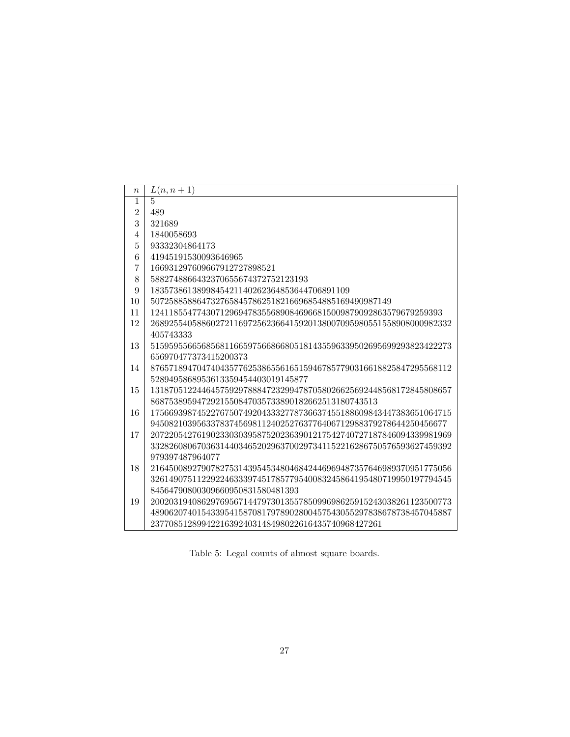| $n$ | $L(n, n+1)$ |
|---|---|
| 1 | 5 |
| 2 | 489 |
| 3 | 321689 |
| 4 | 1840058693 |
| 5 | 93332304864173 |
| 6 | 41945191530093646965 |
| 7 | 166931297609667912727898521 |
| 8 | 5882748866432370655674372752123193 |
| 9 | 1835738613899845421140262364853644706891109 |
| 10 | 5072588588647327658457862518216696854885169490987149 |
| 11 | 1241185547743071296947835568908469668150098790928635796792593​93 |
| 12 | 2689255405886027211697256236641592013800709598055155890800098233​2405743333 |
| 13 | 5159595566568568116659756686680518143559633950269569929382342227​3656970477373415200373 |
| 14 | 8765718947047404357762538655616515946785779031661882584729556811​25289495868953613359454403019145877 |
| 15 | 1318705122446457592978884723299478705802662569244856817284580865​7868753895947292155084703573389018266251318074​3513 |
| 16 | 1756693987452276750749204333277873663745518860984344738365106471​59450821039563378374569811240252763776406712988379278644250456677 |
| 17 | 2072205427619023303039587520236390121754274072718784609433998196​9332826080670363144034652029637002973411522162867505765936274593​92979397487964077 |
| 18 | 2164500892790782753143954534804684244696948735764698937095177505​6326149075112292246333974517857795400832458641954807199501977945​458456479080030966095083158048​1393 |
| 19 | 2002031940862976956714479730135578509969862591524303826112350077​3489062074015433954158708179789028004575430552978386787384570458​872377085128994221639240314849802261643574096842​7261 |

Table 5: Legal counts of almost square boards.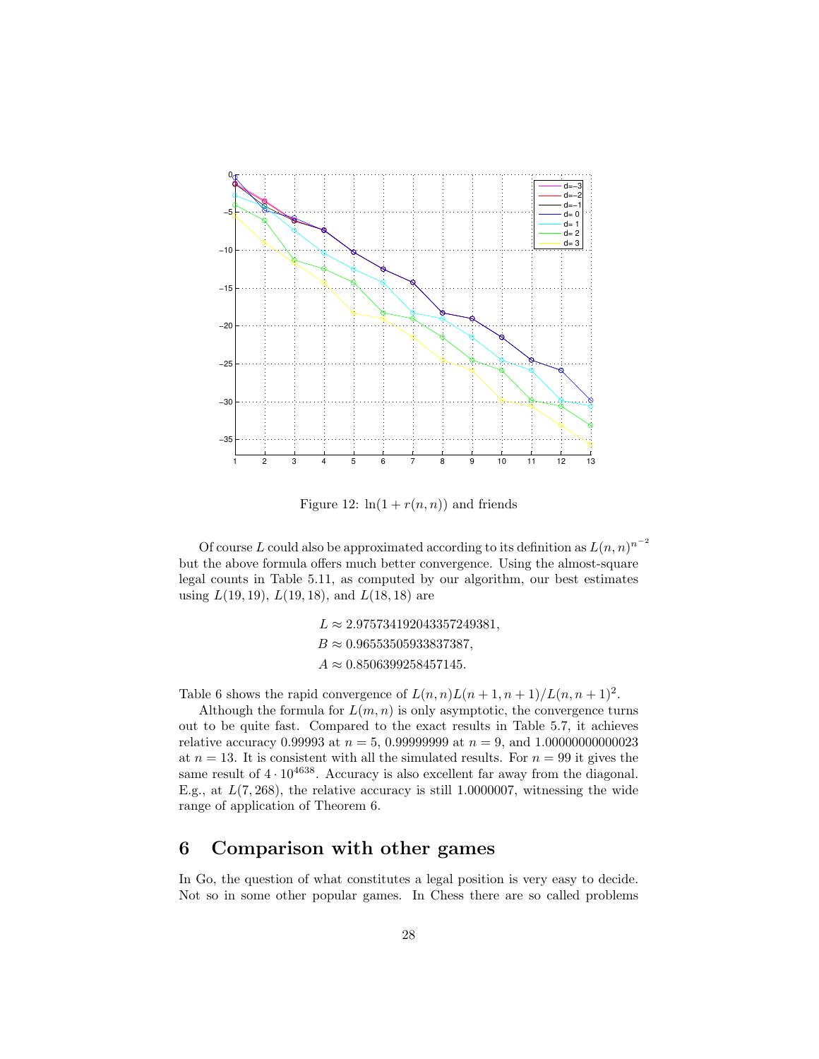Figure 12: $\ln(1 + r(n, n))$ and friends

Of course $L$ could also be approximated according to its definition as $L(n,n)^{n^{-2}}$ but the above formula offers much better convergence. Using the almost-square legal counts in Table 5.11, as computed by our algorithm, our best estimates using $L(19,19)$, $L(19,18)$, and $L(18,18)$ are

$$L \approx 2.975734192043357249381,$$
$$B \approx 0.96553505933837387,$$
$$A \approx 0.8506399258457145.$$

Table 6 shows the rapid convergence of $L(n,n)L(n+1,n+1)/L(n,n+1)^2$.

Although the formula for $L(m,n)$ is only asymptotic, the convergence turns out to be quite fast. Compared to the exact results in Table 5.7, it achieves relative accuracy 0.99993 at $n = 5$, 0.99999999 at $n = 9$, and 1.00000000000023 at $n = 13$. It is consistent with all the simulated results. For $n = 99$ it gives the same result of $4 \cdot 10^{4638}$. Accuracy is also excellent far away from the diagonal. E.g., at $L(7,268)$, the relative accuracy is still 1.0000007, witnessing the wide range of application of Theorem 6.

## 6 Comparison with other games

In Go, the question of what constitutes a legal position is very easy to decide. Not so in some other popular games. In Chess there are so called problems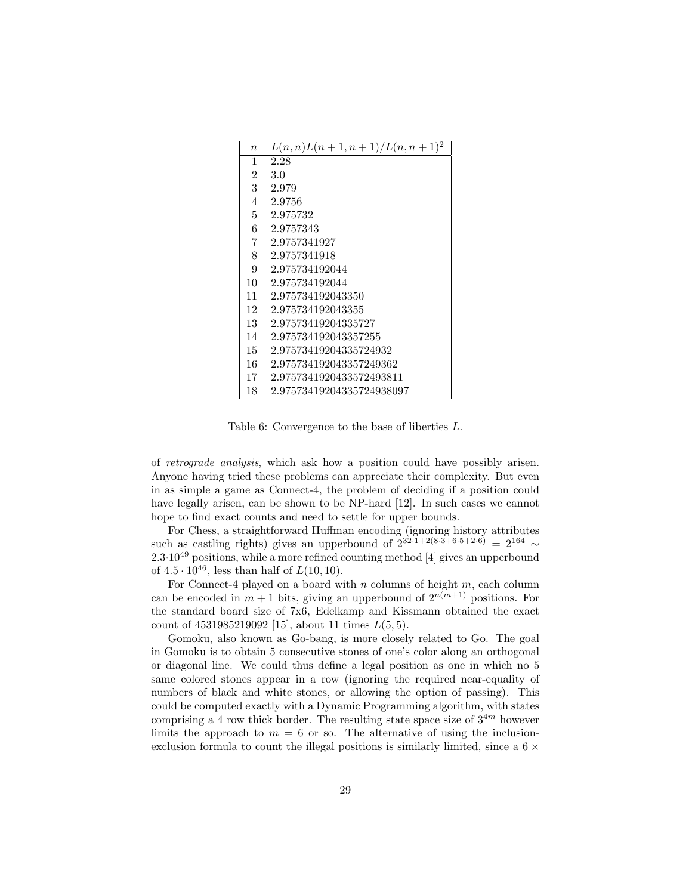| $n$ | $L(n,n)L(n+1,n+1)/L(n,n+1)^2$ |
|---|---|
| 1 | 2.28 |
| 2 | 3.0 |
| 3 | 2.979 |
| 4 | 2.9756 |
| 5 | 2.975732 |
| 6 | 2.9757343 |
| 7 | 2.9757341927 |
| 8 | 2.9757341918 |
| 9 | 2.975734192044 |
| 10 | 2.975734192044 |
| 11 | 2.975734192043350 |
| 12 | 2.975734192043355 |
| 13 | 2.97573419204335727 |
| 14 | 2.975734192043357255 |
| 15 | 2.97573419204335724932 |
| 16 | 2.975734192043357249362 |
| 17 | 2.9757341920433572493811 |
| 18 | 2.9757341920433572493809​7 |

Table 6: Convergence to the base of liberties $L$.

of *retrograde analysis*, which ask how a position could have possibly arisen. Anyone having tried these problems can appreciate their complexity. But even in as simple a game as Connect-4, the problem of deciding if a position could have legally arisen, can be shown to be NP-hard [12]. In such cases we cannot hope to find exact counts and need to settle for upper bounds.

For Chess, a straightforward Huffman encoding (ignoring history attributes such as castling rights) gives an upperbound of $2^{32 \cdot 1+2(8 \cdot 3+6 \cdot 5+2 \cdot 6)} = 2^{164} \sim 2.3 \cdot 10^{49}$ positions, while a more refined counting method [4] gives an upperbound of $4.5 \cdot 10^{46}$, less than half of $L(10,10)$.

For Connect-4 played on a board with $n$ columns of height $m$, each column can be encoded in $m+1$ bits, giving an upperbound of $2^{n(m+1)}$ positions. For the standard board size of 7x6, Edelkamp and Kissmann obtained the exact count of 4531985219092 [15], about 11 times $L(5,5)$.

Gomoku, also known as Go-bang, is more closely related to Go. The goal in Gomoku is to obtain 5 consecutive stones of one's color along an orthogonal or diagonal line. We could thus define a legal position as one in which no 5 same colored stones appear in a row (ignoring the required near-equality of numbers of black and white stones, or allowing the option of passing). This could be computed exactly with a Dynamic Programming algorithm, with states comprising a 4 row thick border. The resulting state space size of $3^{4m}$ however limits the approach to $m = 6$ or so. The alternative of using the inclusion-exclusion formula to count the illegal positions is similarly limited, since a $6 \times$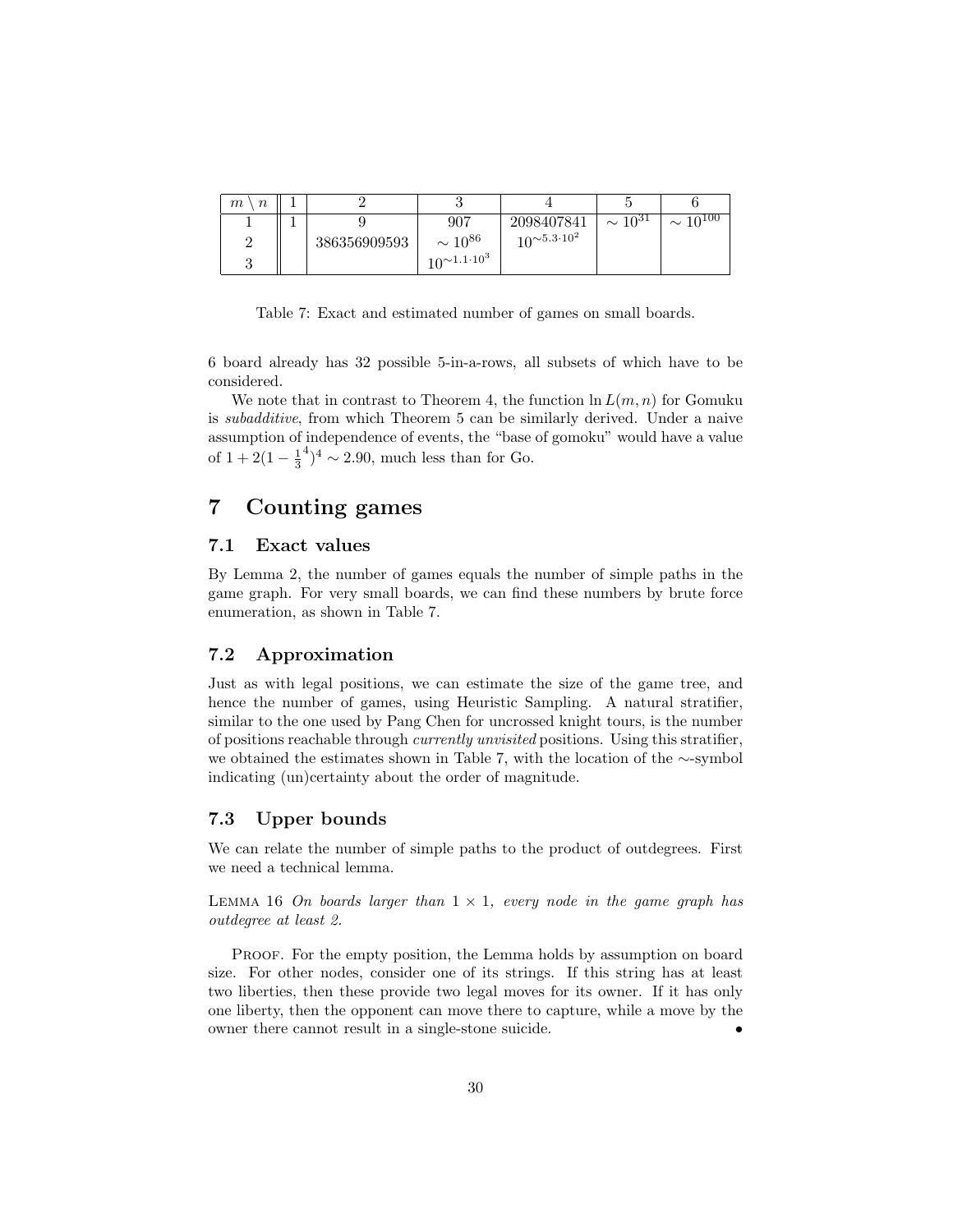| $m \setminus n$ | 1 | 2 | 3 | 4 | 5 | 6 |
|---|---|---|---|---|---|---|
| 1 | 1 | 9 | 907 | 2098407841 | $\sim 10^{31}$ | $\sim 10^{100}$ |
| 2 | | 386356909593 | $\sim 10^{86}$ | $10^{\sim 5.3 \cdot 10^2}$ | | |
| 3 | | | $10^{\sim 1.1 \cdot 10^3}$ | | | |

Table 7: Exact and estimated number of games on small boards.

6 board already has 32 possible 5-in-a-rows, all subsets of which have to be considered.

We note that in contrast to Theorem 4, the function $\ln L(m,n)$ for Gomuku is *subadditive*, from which Theorem 5 can be similarly derived. Under a naive assumption of independence of events, the "base of gomoku" would have a value of $1 + 2(1 - \frac{1}{3}^4)^4 \sim 2.90$, much less than for Go.

# 7 Counting games

## 7.1 Exact values

By Lemma 2, the number of games equals the number of simple paths in the game graph. For very small boards, we can find these numbers by brute force enumeration, as shown in Table 7.

## 7.2 Approximation

Just as with legal positions, we can estimate the size of the game tree, and hence the number of games, using Heuristic Sampling. A natural stratifier, similar to the one used by Pang Chen for uncrossed knight tours, is the number of positions reachable through *currently unvisited* positions. Using this stratifier, we obtained the estimates shown in Table 7, with the location of the $\sim$-symbol indicating (un)certainty about the order of magnitude.

## 7.3 Upper bounds

We can relate the number of simple paths to the product of outdegrees. First we need a technical lemma.

LEMMA 16 *On boards larger than $1 \times 1$, every node in the game graph has outdegree at least 2.*

PROOF. For the empty position, the Lemma holds by assumption on board size. For other nodes, consider one of its strings. If this string has at least two liberties, then these provide two legal moves for its owner. If it has only one liberty, then the opponent can move there to capture, while a move by the owner there cannot result in a single-stone suicide. •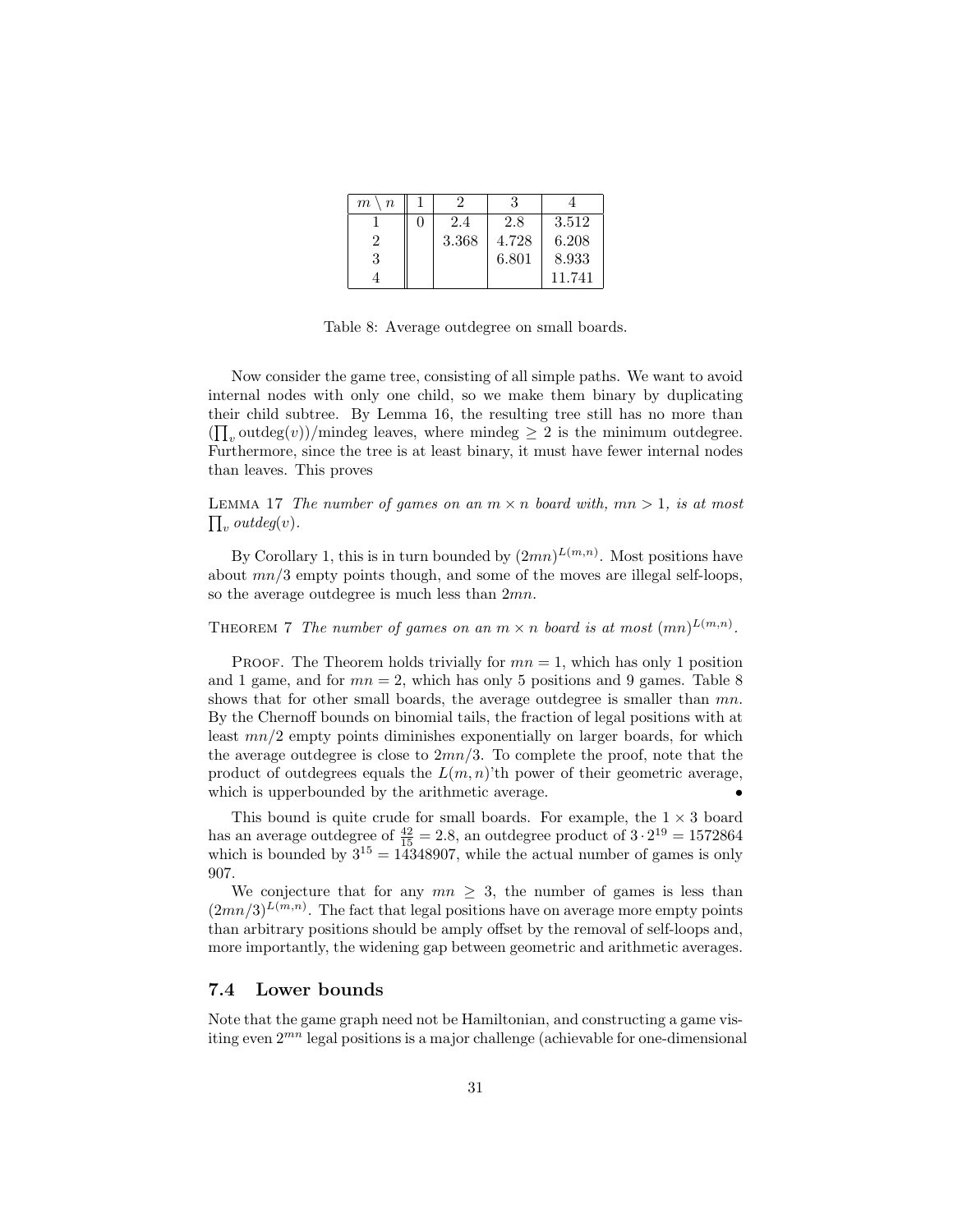| $m \setminus n$ | 1 | 2 | 3 | 4 |
|---|---|---|---|---|
| 1 | 0 | 2.4 | 2.8 | 3.512 |
| 2 | | 3.368 | 4.728 | 6.208 |
| 3 | | | 6.801 | 8.933 |
| 4 | | | | 11.741 |

Table 8: Average outdegree on small boards.

Now consider the game tree, consisting of all simple paths. We want to avoid internal nodes with only one child, so we make them binary by duplicating their child subtree. By Lemma 16, the resulting tree still has no more than $(\prod_v \text{outdeg}(v))/\text{mindeg}$ leaves, where mindeg $\geq 2$ is the minimum outdegree. Furthermore, since the tree is at least binary, it must have fewer internal nodes than leaves. This proves

LEMMA 17 *The number of games on an $m \times n$ board with, $mn > 1$, is at most $\prod_v$ outdeg$(v)$.*

By Corollary 1, this is in turn bounded by $(2mn)^{L(m,n)}$. Most positions have about $mn/3$ empty points though, and some of the moves are illegal self-loops, so the average outdegree is much less than $2mn$.

THEOREM 7 *The number of games on an $m \times n$ board is at most $(mn)^{L(m,n)}$.*

PROOF. The Theorem holds trivially for $mn = 1$, which has only 1 position and 1 game, and for $mn = 2$, which has only 5 positions and 9 games. Table 8 shows that for other small boards, the average outdegree is smaller than $mn$. By the Chernoff bounds on binomial tails, the fraction of legal positions with at least $mn/2$ empty points diminishes exponentially on larger boards, for which the average outdegree is close to $2mn/3$. To complete the proof, note that the product of outdegrees equals the $L(m,n)$'th power of their geometric average, which is upperbounded by the arithmetic average. •

This bound is quite crude for small boards. For example, the $1 \times 3$ board has an average outdegree of $\frac{42}{15} = 2.8$, an outdegree product of $3 \cdot 2^{19} = 1572864$ which is bounded by $3^{15} = 14348907$, while the actual number of games is only 907.

We conjecture that for any $mn \geq 3$, the number of games is less than $(2mn/3)^{L(m,n)}$. The fact that legal positions have on average more empty points than arbitrary positions should be amply offset by the removal of self-loops and, more importantly, the widening gap between geometric and arithmetic averages.

### 7.4 Lower bounds

Note that the game graph need not be Hamiltonian, and constructing a game visiting even $2^{mn}$ legal positions is a major challenge (achievable for one-dimensional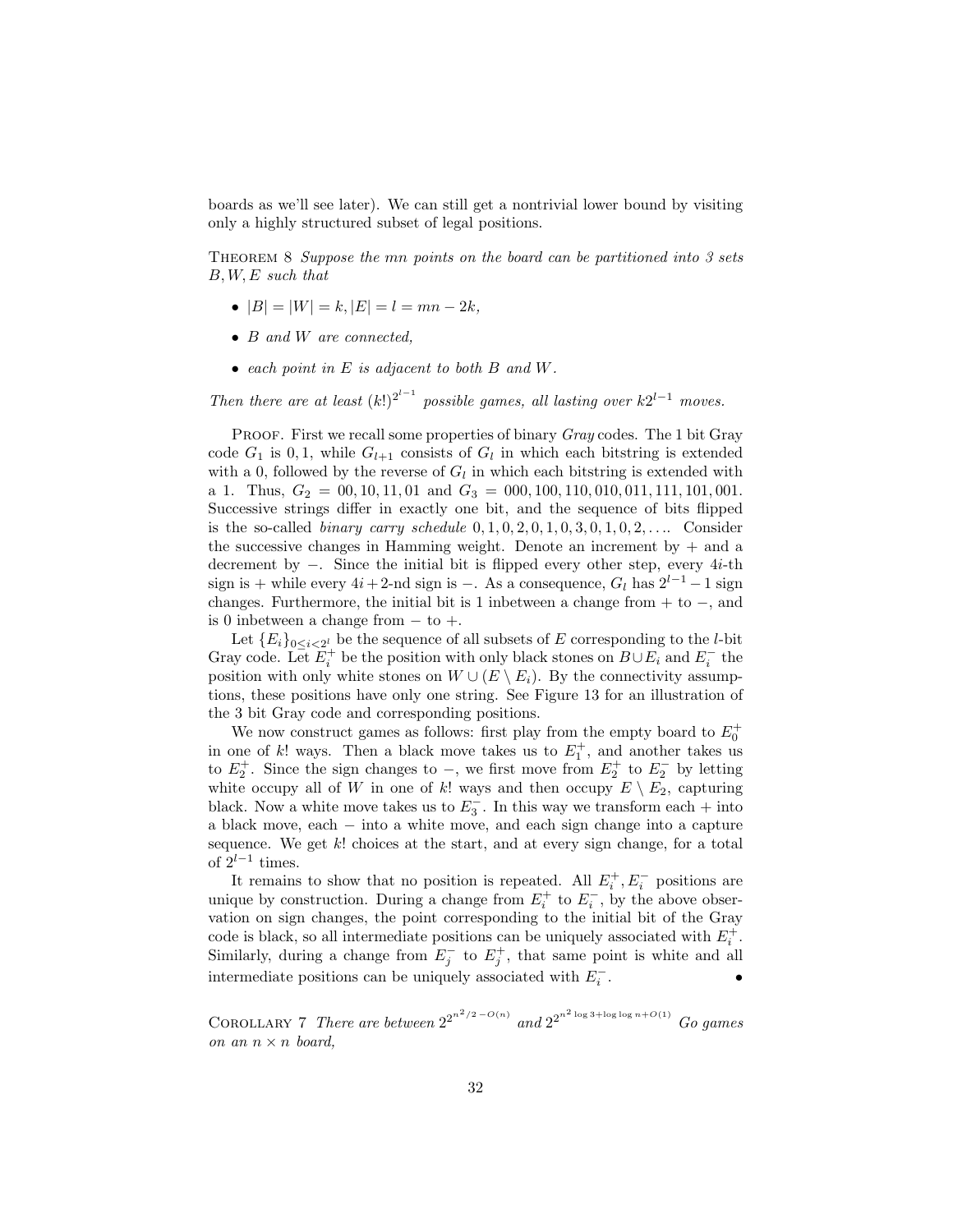boards as we'll see later). We can still get a nontrivial lower bound by visiting only a highly structured subset of legal positions.

THEOREM 8 *Suppose the $mn$ points on the board can be partitioned into 3 sets $B, W, E$ such that*

- $|B| = |W| = k, |E| = l = mn - 2k$,
- *$B$ and $W$ are connected,*
- *each point in $E$ is adjacent to both $B$ and $W$.*

*Then there are at least $(k!)^{2^{l-1}}$ possible games, all lasting over $k2^{l-1}$ moves.*

PROOF. First we recall some properties of binary *Gray* codes. The 1 bit Gray code $G_1$ is $0, 1$, while $G_{l+1}$ consists of $G_l$ in which each bitstring is extended with a 0, followed by the reverse of $G_l$ in which each bitstring is extended with a 1. Thus, $G_2 = 00, 10, 11, 01$ and $G_3 = 000, 100, 110, 010, 011, 111, 101, 001$. Successive strings differ in exactly one bit, and the sequence of bits flipped is the so-called *binary carry schedule* $0, 1, 0, 2, 0, 1, 0, 3, 0, 1, 0, 2, \ldots$. Consider the successive changes in Hamming weight. Denote an increment by $+$ and a decrement by $-$. Since the initial bit is flipped every other step, every $4i$-th sign is $+$ while every $4i+2$-nd sign is $-$. As a consequence, $G_l$ has $2^{l-1} - 1$ sign changes. Furthermore, the initial bit is 1 inbetween a change from $+$ to $-$, and is 0 inbetween a change from $-$ to $+$.

Let $\{E_i\}_{0 \leq i < 2^l}$ be the sequence of all subsets of $E$ corresponding to the $l$-bit Gray code. Let $E_i^+$ be the position with only black stones on $B \cup E_i$ and $E_i^-$ the position with only white stones on $W \cup (E \setminus E_i)$. By the connectivity assumptions, these positions have only one string. See Figure 13 for an illustration of the 3 bit Gray code and corresponding positions.

We now construct games as follows: first play from the empty board to $E_0^+$ in one of $k!$ ways. Then a black move takes us to $E_1^+$, and another takes us to $E_2^+$. Since the sign changes to $-$, we first move from $E_2^+$ to $E_2^-$ by letting white occupy all of $W$ in one of $k!$ ways and then occupy $E \setminus E_2$, capturing black. Now a white move takes us to $E_3^-$. In this way we transform each $+$ into a black move, each $-$ into a white move, and each sign change into a capture sequence. We get $k!$ choices at the start, and at every sign change, for a total of $2^{l-1}$ times.

It remains to show that no position is repeated. All $E_i^+, E_i^-$ positions are unique by construction. During a change from $E_i^+$ to $E_i^-$, by the above observation on sign changes, the point corresponding to the initial bit of the Gray code is black, so all intermediate positions can be uniquely associated with $E_i^+$. Similarly, during a change from $E_j^-$ to $E_j^+$, that same point is white and all intermediate positions can be uniquely associated with $E_i^-$. •

COROLLARY 7 *There are between $2^{2^{n^2/2-O(n)}}$ and $2^{2^{n^2 \log 3 + \log\log n + O(1)}}$ Go games on an $n \times n$ board,*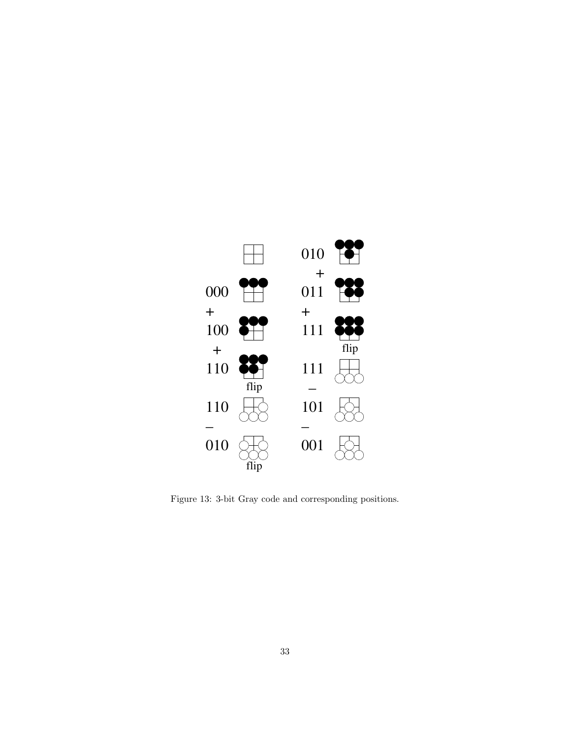Figure 13: 3-bit Gray code and corresponding positions.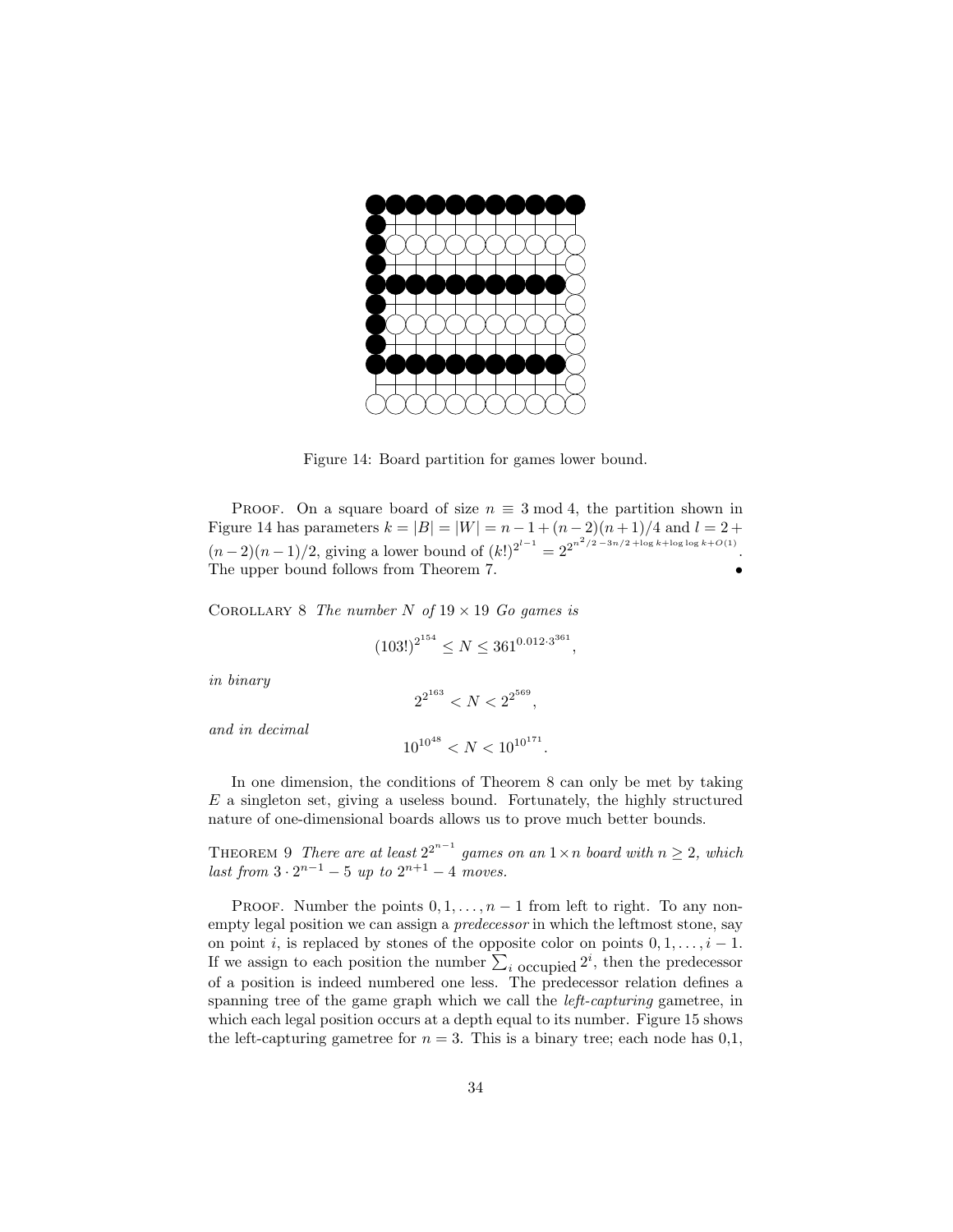Figure 14: Board partition for games lower bound.

PROOF. On a square board of size $n \equiv 3 \bmod 4$, the partition shown in Figure 14 has parameters $k = |B| = |W| = n - 1 + (n-2)(n+1)/4$ and $l = 2 + (n-2)(n-1)/2$, giving a lower bound of $(k!)^{2^{l-1}} = 2^{2^{n^2/2 - 3n/2 + \log k + \log\log k + O(1)}}$. The upper bound follows from Theorem 7. •

COROLLARY 8 *The number $N$ of $19 \times 19$ Go games is*

$$(103!)^{2^{154}} \leq N \leq 361^{0.012 \cdot 3^{361}},$$

*in binary*

$$2^{2^{163}} < N < 2^{2^{569}},$$

*and in decimal*

$$10^{10^{48}} < N < 10^{10^{171}}.$$

In one dimension, the conditions of Theorem 8 can only be met by taking $E$ a singleton set, giving a useless bound. Fortunately, the highly structured nature of one-dimensional boards allows us to prove much better bounds.

THEOREM 9 *There are at least $2^{2^{n-1}}$ games on an $1 \times n$ board with $n \geq 2$, which last from $3 \cdot 2^{n-1} - 5$ up to $2^{n+1} - 4$ moves.*

PROOF. Number the points $0, 1, \ldots, n-1$ from left to right. To any nonempty legal position we can assign a *predecessor* in which the leftmost stone, say on point $i$, is replaced by stones of the opposite color on points $0, 1, \ldots, i-1$. If we assign to each position the number $\sum_{i \text{ occupied}} 2^i$, then the predecessor of a position is indeed numbered one less. The predecessor relation defines a spanning tree of the game graph which we call the *left-capturing* gametree, in which each legal position occurs at a depth equal to its number. Figure 15 shows the left-capturing gametree for $n = 3$. This is a binary tree; each node has 0,1,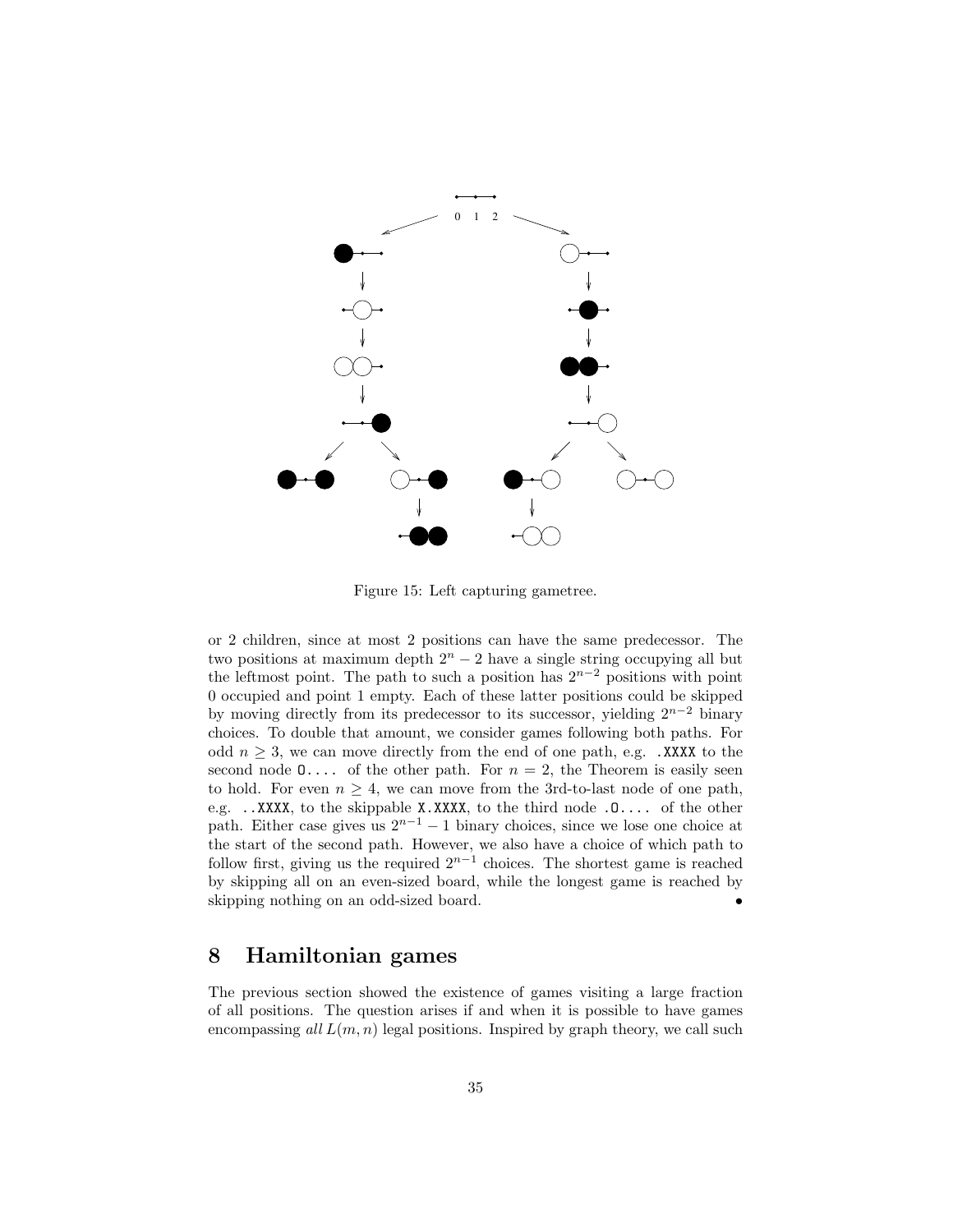Figure 15: Left capturing gametree.

or 2 children, since at most 2 positions can have the same predecessor. The two positions at maximum depth $2^n - 2$ have a single string occupying all but the leftmost point. The path to such a position has $2^{n-2}$ positions with point 0 occupied and point 1 empty. Each of these latter positions could be skipped by moving directly from its predecessor to its successor, yielding $2^{n-2}$ binary choices. To double that amount, we consider games following both paths. For odd $n \geq 3$, we can move directly from the end of one path, e.g. `.XXXX` to the second node `O....` of the other path. For $n = 2$, the Theorem is easily seen to hold. For even $n \geq 4$, we can move from the 3rd-to-last node of one path, e.g. `..XXXX`, to the skippable `X.XXXX`, to the third node `.O....` of the other path. Either case gives us $2^{n-1} - 1$ binary choices, since we lose one choice at the start of the second path. However, we also have a choice of which path to follow first, giving us the required $2^{n-1}$ choices. The shortest game is reached by skipping all on an even-sized board, while the longest game is reached by skipping nothing on an odd-sized board. •

## 8 Hamiltonian games

The previous section showed the existence of games visiting a large fraction of all positions. The question arises if and when it is possible to have games encompassing *all* $L(m, n)$ legal positions. Inspired by graph theory, we call such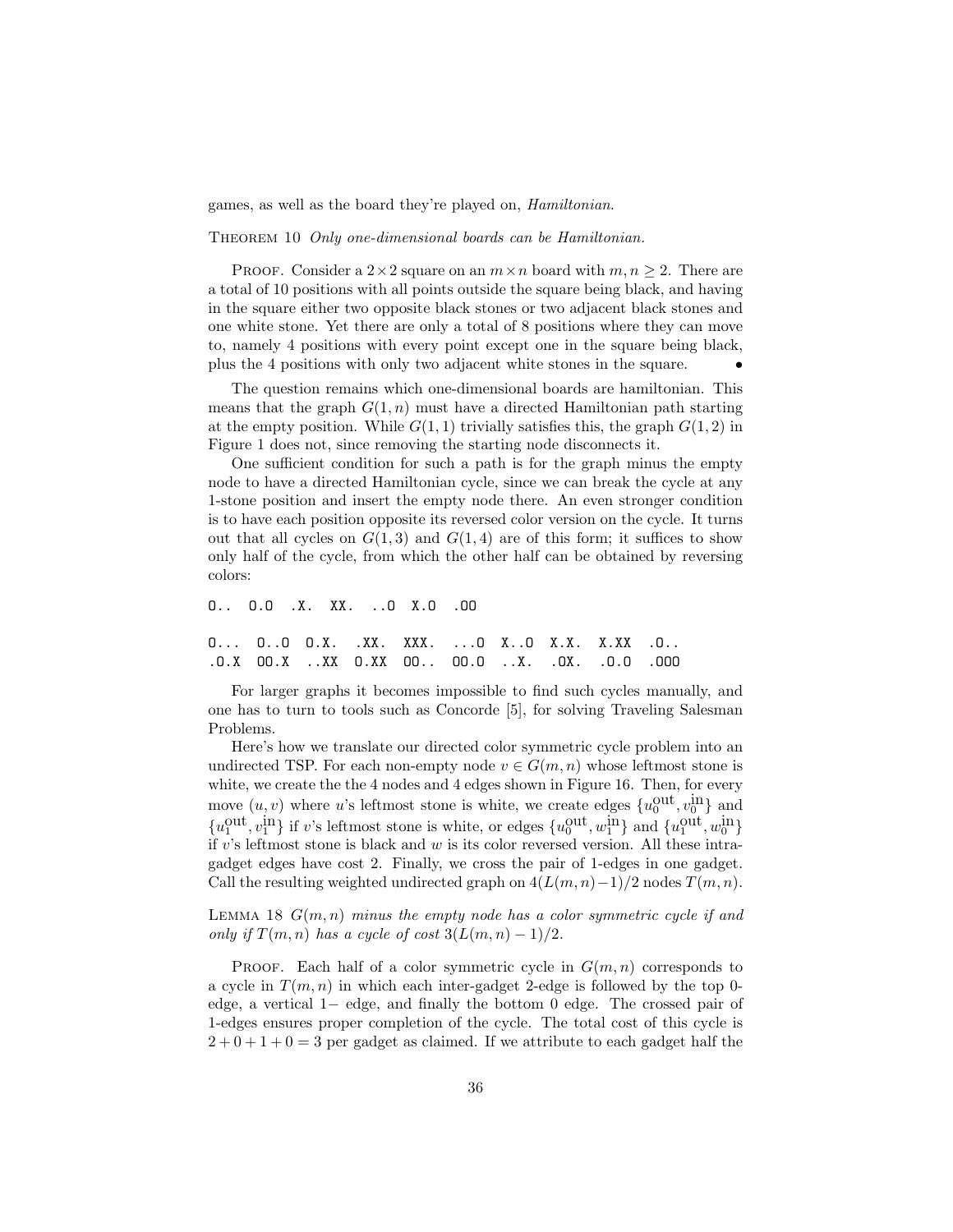games, as well as the board they're played on, *Hamiltonian*.

Theorem 10 *Only one-dimensional boards can be Hamiltonian.*

Proof. Consider a $2\times 2$ square on an $m \times n$ board with $m, n \geq 2$. There are a total of 10 positions with all points outside the square being black, and having in the square either two opposite black stones or two adjacent black stones and one white stone. Yet there are only a total of 8 positions where they can move to, namely 4 positions with every point except one in the square being black, plus the 4 positions with only two adjacent white stones in the square. •

The question remains which one-dimensional boards are hamiltonian. This means that the graph $G(1, n)$ must have a directed Hamiltonian path starting at the empty position. While $G(1, 1)$ trivially satisfies this, the graph $G(1, 2)$ in Figure 1 does not, since removing the starting node disconnects it.

One sufficient condition for such a path is for the graph minus the empty node to have a directed Hamiltonian cycle, since we can break the cycle at any 1-stone position and insert the empty node there. An even stronger condition is to have each position opposite its reversed color version on the cycle. It turns out that all cycles on $G(1, 3)$ and $G(1, 4)$ are of this form; it suffices to show only half of the cycle, from which the other half can be obtained by reversing colors:

```
O..  O.O  .X.  XX.  ..O  X.O  .OO

O...  O..O  O.X.  .XX.  XXX.  ...O  X..O  X.X.  X.XX  .O..
.O.X  OO.X  ..XX  O.XX  OO..  OO.O  ..X.  .OX.  .O.O  .OOO
```

For larger graphs it becomes impossible to find such cycles manually, and one has to turn to tools such as Concorde [5], for solving Traveling Salesman Problems.

Here's how we translate our directed color symmetric cycle problem into an undirected TSP. For each non-empty node $v \in G(m, n)$ whose leftmost stone is white, we create the the 4 nodes and 4 edges shown in Figure 16. Then, for every move $(u, v)$ where $u$'s leftmost stone is white, we create edges $\{u_0^{\text{out}}, v_0^{\text{in}}\}$ and $\{u_1^{\text{out}}, v_1^{\text{in}}\}$ if $v$'s leftmost stone is white, or edges $\{u_0^{\text{out}}, w_1^{\text{in}}\}$ and $\{u_1^{\text{out}}, w_0^{\text{in}}\}$ if $v$'s leftmost stone is black and $w$ is its color reversed version. All these intra-gadget edges have cost 2. Finally, we cross the pair of 1-edges in one gadget. Call the resulting weighted undirected graph on $4(L(m, n)-1)/2$ nodes $T(m, n)$.

Lemma 18 *$G(m, n)$ minus the empty node has a color symmetric cycle if and only if $T(m, n)$ has a cycle of cost $3(L(m, n) - 1)/2$.*

Proof. Each half of a color symmetric cycle in $G(m, n)$ corresponds to a cycle in $T(m, n)$ in which each inter-gadget 2-edge is followed by the top 0-edge, a vertical 1− edge, and finally the bottom 0 edge. The crossed pair of 1-edges ensures proper completion of the cycle. The total cost of this cycle is $2 + 0 + 1 + 0 = 3$ per gadget as claimed. If we attribute to each gadget half the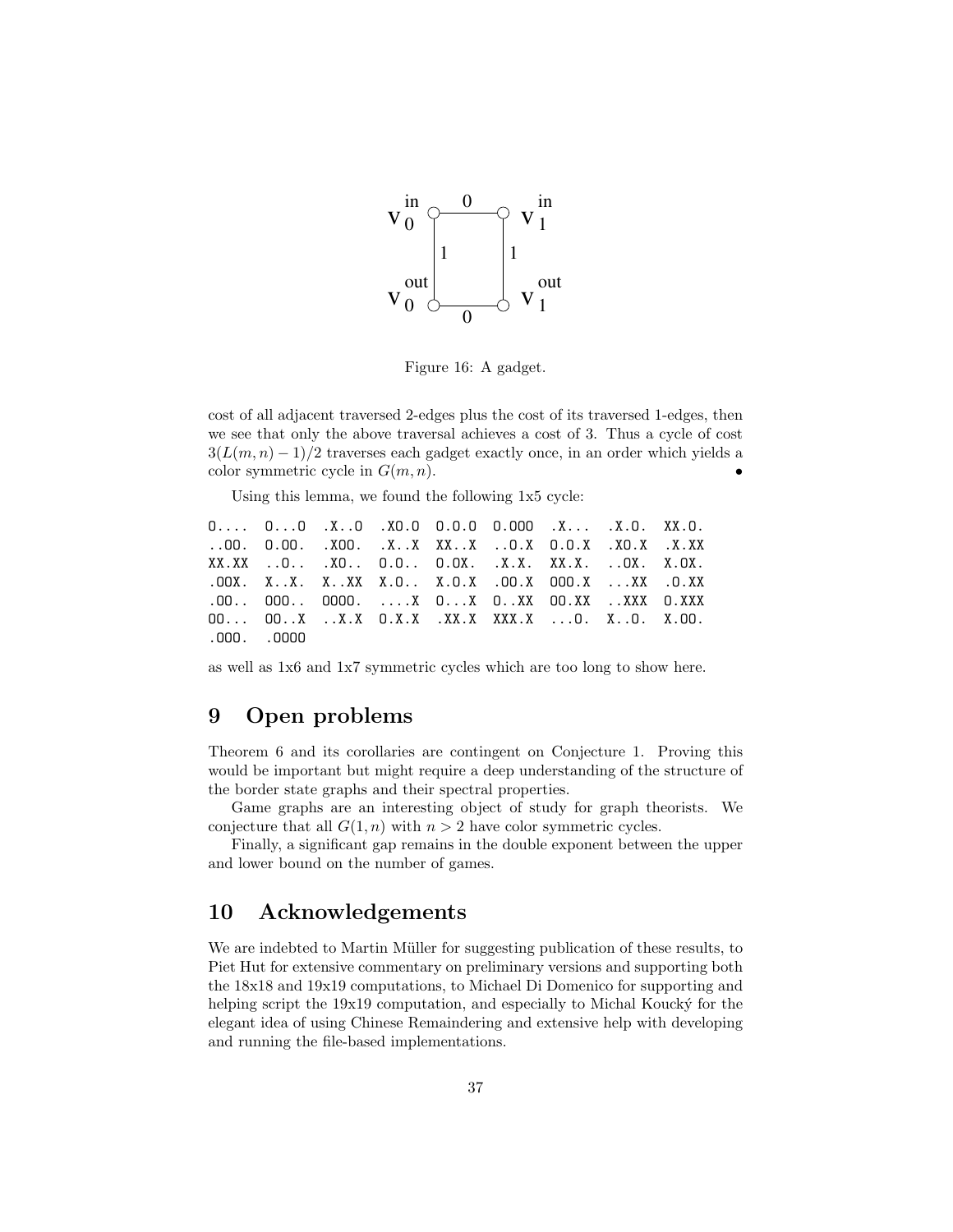Figure 16: A gadget.

cost of all adjacent traversed 2-edges plus the cost of its traversed 1-edges, then we see that only the above traversal achieves a cost of 3. Thus a cycle of cost $3(L(m,n)-1)/2$ traverses each gadget exactly once, in an order which yields a color symmetric cycle in $G(m,n)$. •

Using this lemma, we found the following 1x5 cycle:

```
O....  O...O  .X..O  .XO.O  O.O.O  O.OOO  .X...  .X.O.  XX.O.
..OO.  O.OO.  .XOO.  .X..X  XX..X  ..O.X  O.O.X  .XO.X  .X.XX
XX.XX  ..O..  .XO..  O.O..  O.OX.  .X.X.  XX.X.  ..OX.  X.OX.
.OOX.  X..X.  X..XX  X.O..  X.O.X  .OO.X  OOO.X  ...XX  .O.XX
.OO..  OOO..  OOOO.  ....X  O...X  O..XX  OO.XX  ..XXX  O.XXX
OO...  OO..X  ..X.X  O.X.X  .XX.X  XXX.X  ...O.  X..O.  X.OO.
.OOO.  .OOOO
```

as well as 1x6 and 1x7 symmetric cycles which are too long to show here.

# 9 Open problems

Theorem 6 and its corollaries are contingent on Conjecture 1. Proving this would be important but might require a deep understanding of the structure of the border state graphs and their spectral properties.

Game graphs are an interesting object of study for graph theorists. We conjecture that all $G(1,n)$ with $n > 2$ have color symmetric cycles.

Finally, a significant gap remains in the double exponent between the upper and lower bound on the number of games.

# 10 Acknowledgements

We are indebted to Martin Müller for suggesting publication of these results, to Piet Hut for extensive commentary on preliminary versions and supporting both the 18x18 and 19x19 computations, to Michael Di Domenico for supporting and helping script the 19x19 computation, and especially to Michal Koucký for the elegant idea of using Chinese Remaindering and extensive help with developing and running the file-based implementations.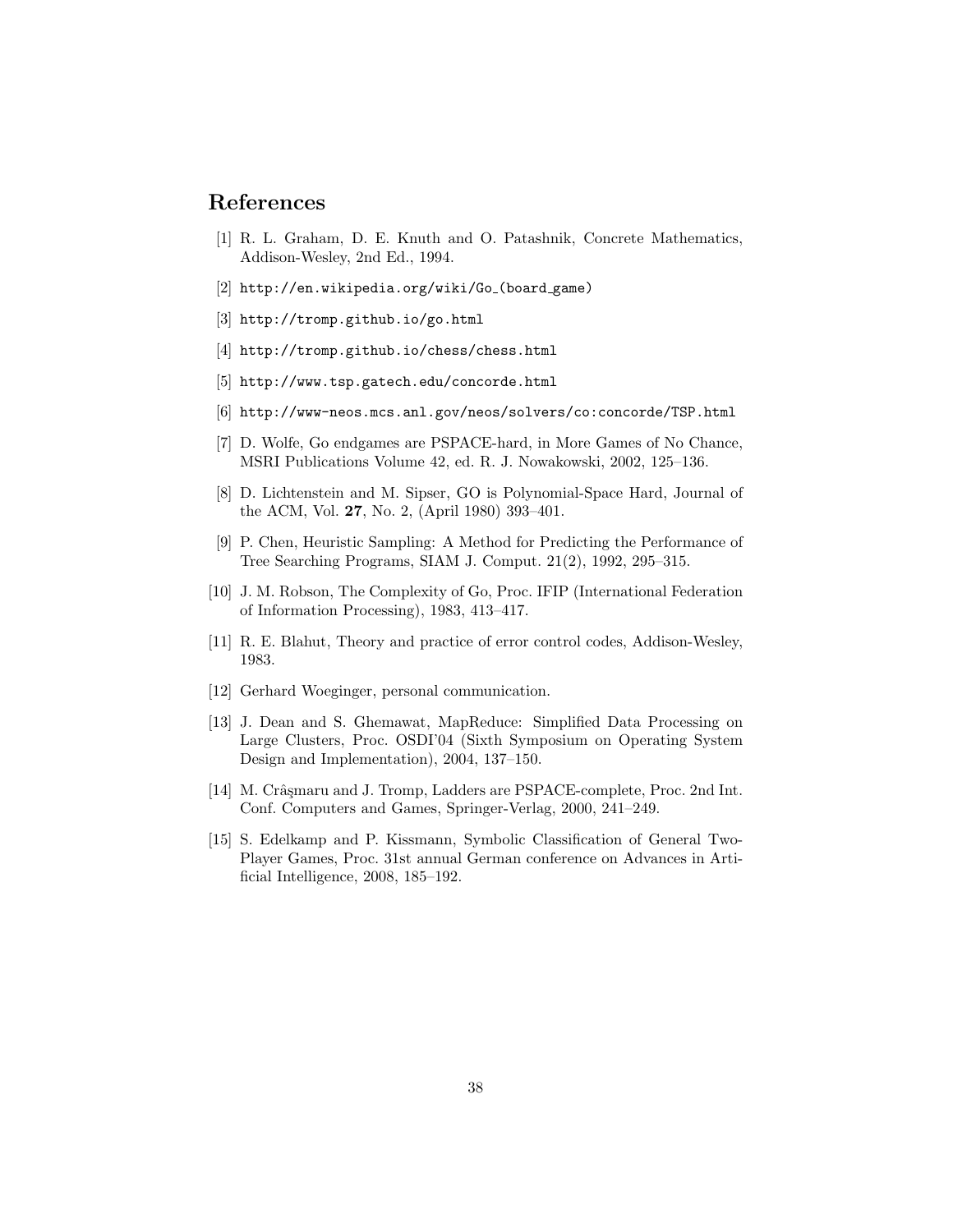## References

[1] R. L. Graham, D. E. Knuth and O. Patashnik, Concrete Mathematics, Addison-Wesley, 2nd Ed., 1994.

[2] `http://en.wikipedia.org/wiki/Go_(board_game)`

[3] `http://tromp.github.io/go.html`

[4] `http://tromp.github.io/chess/chess.html`

[5] `http://www.tsp.gatech.edu/concorde.html`

[6] `http://www-neos.mcs.anl.gov/neos/solvers/co:concorde/TSP.html`

[7] D. Wolfe, Go endgames are PSPACE-hard, in More Games of No Chance, MSRI Publications Volume 42, ed. R. J. Nowakowski, 2002, 125–136.

[8] D. Lichtenstein and M. Sipser, GO is Polynomial-Space Hard, Journal of the ACM, Vol. **27**, No. 2, (April 1980) 393–401.

[9] P. Chen, Heuristic Sampling: A Method for Predicting the Performance of Tree Searching Programs, SIAM J. Comput. 21(2), 1992, 295–315.

[10] J. M. Robson, The Complexity of Go, Proc. IFIP (International Federation of Information Processing), 1983, 413–417.

[11] R. E. Blahut, Theory and practice of error control codes, Addison-Wesley, 1983.

[12] Gerhard Woeginger, personal communication.

[13] J. Dean and S. Ghemawat, MapReduce: Simplified Data Processing on Large Clusters, Proc. OSDI'04 (Sixth Symposium on Operating System Design and Implementation), 2004, 137–150.

[14] M. Crâşmaru and J. Tromp, Ladders are PSPACE-complete, Proc. 2nd Int. Conf. Computers and Games, Springer-Verlag, 2000, 241–249.

[15] S. Edelkamp and P. Kissmann, Symbolic Classification of General Two-Player Games, Proc. 31st annual German conference on Advances in Artificial Intelligence, 2008, 185–192.